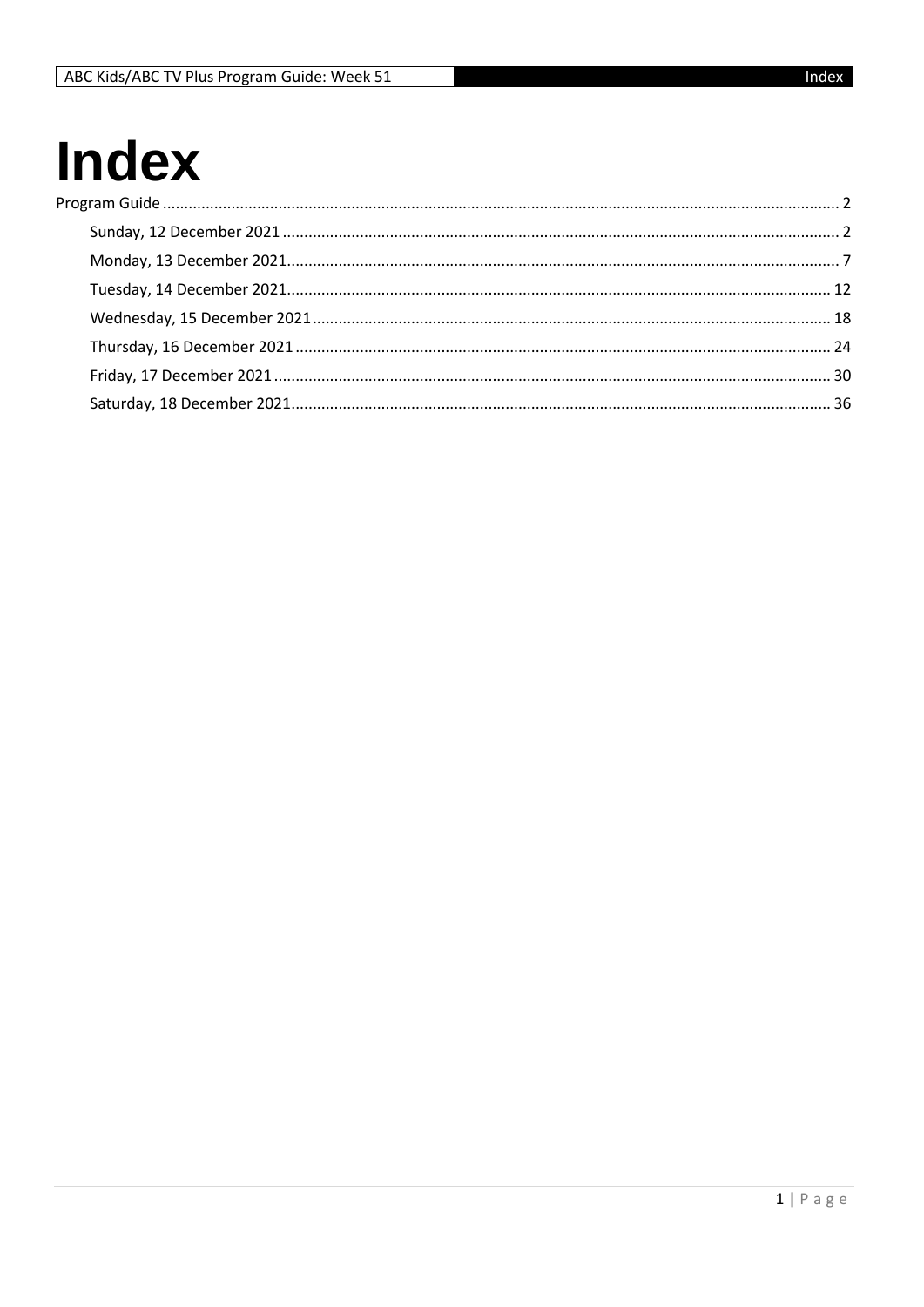# Index

Program Guide ............................................................ 2

- Sunday, 12 December 2021 ............................................................ 2
- Monday, 13 December 2021 ............................................................ 7
- Tuesday, 14 December 2021 ............................................................ 12
- Wednesday, 15 December 2021 ............................................................ 18
- Thursday, 16 December 2021 ............................................................ 24
- Friday, 17 December 2021 ............................................................ 30
- Saturday, 18 December 2021 ............................................................ 36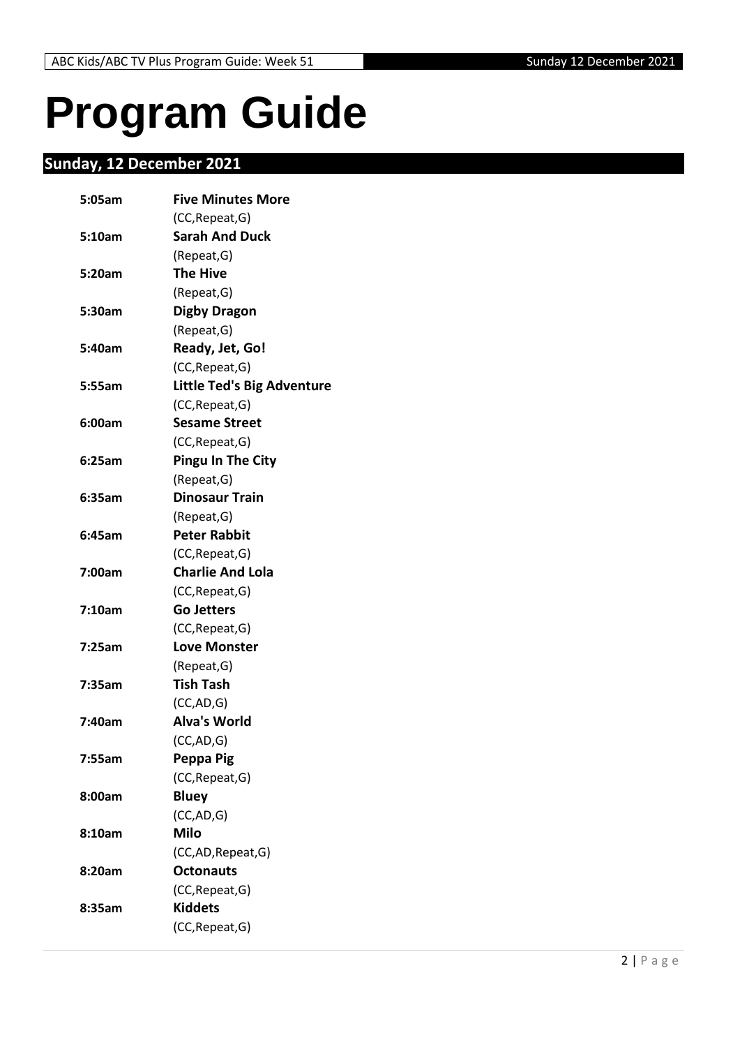# Program Guide

## Sunday, 12 December 2021

| | |
|---|---|
| **5:05am** | **Five Minutes More** |
| | (CC,Repeat,G) |
| **5:10am** | **Sarah And Duck** |
| | (Repeat,G) |
| **5:20am** | **The Hive** |
| | (Repeat,G) |
| **5:30am** | **Digby Dragon** |
| | (Repeat,G) |
| **5:40am** | **Ready, Jet, Go!** |
| | (CC,Repeat,G) |
| **5:55am** | **Little Ted's Big Adventure** |
| | (CC,Repeat,G) |
| **6:00am** | **Sesame Street** |
| | (CC,Repeat,G) |
| **6:25am** | **Pingu In The City** |
| | (Repeat,G) |
| **6:35am** | **Dinosaur Train** |
| | (Repeat,G) |
| **6:45am** | **Peter Rabbit** |
| | (CC,Repeat,G) |
| **7:00am** | **Charlie And Lola** |
| | (CC,Repeat,G) |
| **7:10am** | **Go Jetters** |
| | (CC,Repeat,G) |
| **7:25am** | **Love Monster** |
| | (Repeat,G) |
| **7:35am** | **Tish Tash** |
| | (CC,AD,G) |
| **7:40am** | **Alva's World** |
| | (CC,AD,G) |
| **7:55am** | **Peppa Pig** |
| | (CC,Repeat,G) |
| **8:00am** | **Bluey** |
| | (CC,AD,G) |
| **8:10am** | **Milo** |
| | (CC,AD,Repeat,G) |
| **8:20am** | **Octonauts** |
| | (CC,Repeat,G) |
| **8:35am** | **Kiddets** |
| | (CC,Repeat,G) |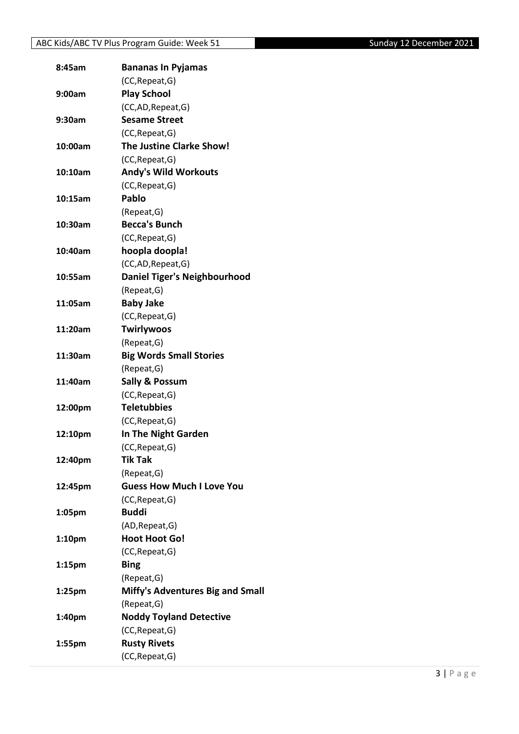| | |
|---|---|
| **8:45am** | **Bananas In Pyjamas** |
| | (CC,Repeat,G) |
| **9:00am** | **Play School** |
| | (CC,AD,Repeat,G) |
| **9:30am** | **Sesame Street** |
| | (CC,Repeat,G) |
| **10:00am** | **The Justine Clarke Show!** |
| | (CC,Repeat,G) |
| **10:10am** | **Andy's Wild Workouts** |
| | (CC,Repeat,G) |
| **10:15am** | **Pablo** |
| | (Repeat,G) |
| **10:30am** | **Becca's Bunch** |
| | (CC,Repeat,G) |
| **10:40am** | **hoopla doopla!** |
| | (CC,AD,Repeat,G) |
| **10:55am** | **Daniel Tiger's Neighbourhood** |
| | (Repeat,G) |
| **11:05am** | **Baby Jake** |
| | (CC,Repeat,G) |
| **11:20am** | **Twirlywoos** |
| | (Repeat,G) |
| **11:30am** | **Big Words Small Stories** |
| | (Repeat,G) |
| **11:40am** | **Sally & Possum** |
| | (CC,Repeat,G) |
| **12:00pm** | **Teletubbies** |
| | (CC,Repeat,G) |
| **12:10pm** | **In The Night Garden** |
| | (CC,Repeat,G) |
| **12:40pm** | **Tik Tak** |
| | (Repeat,G) |
| **12:45pm** | **Guess How Much I Love You** |
| | (CC,Repeat,G) |
| **1:05pm** | **Buddi** |
| | (AD,Repeat,G) |
| **1:10pm** | **Hoot Hoot Go!** |
| | (CC,Repeat,G) |
| **1:15pm** | **Bing** |
| | (Repeat,G) |
| **1:25pm** | **Miffy's Adventures Big and Small** |
| | (Repeat,G) |
| **1:40pm** | **Noddy Toyland Detective** |
| | (CC,Repeat,G) |
| **1:55pm** | **Rusty Rivets** |
| | (CC,Repeat,G) |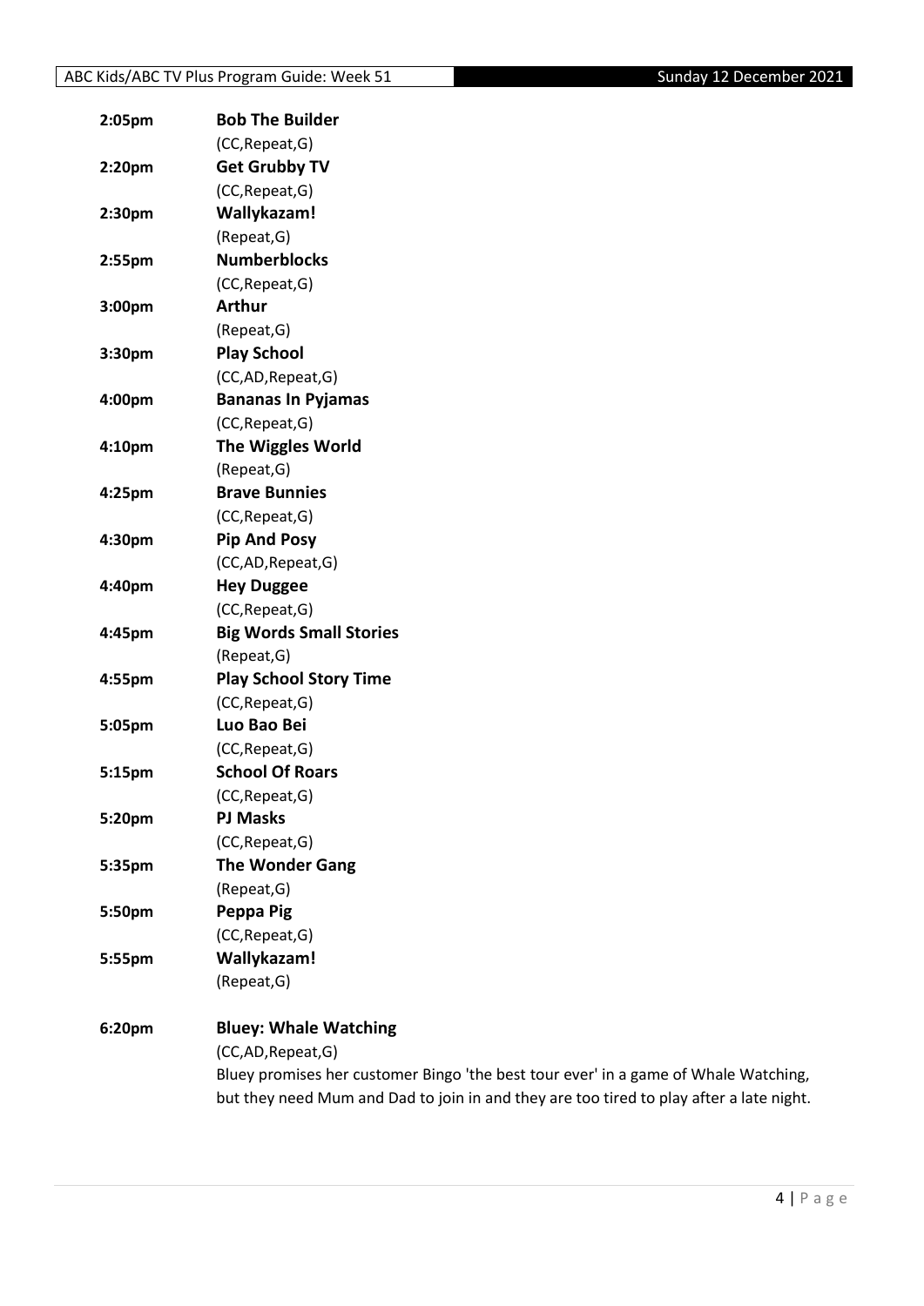**2:05pm** **Bob The Builder**
(CC,Repeat,G)

**2:20pm** **Get Grubby TV**
(CC,Repeat,G)

**2:30pm** **Wallykazam!**
(Repeat,G)

**2:55pm** **Numberblocks**
(CC,Repeat,G)

**3:00pm** **Arthur**
(Repeat,G)

**3:30pm** **Play School**
(CC,AD,Repeat,G)

**4:00pm** **Bananas In Pyjamas**
(CC,Repeat,G)

**4:10pm** **The Wiggles World**
(Repeat,G)

**4:25pm** **Brave Bunnies**
(CC,Repeat,G)

**4:30pm** **Pip And Posy**
(CC,AD,Repeat,G)

**4:40pm** **Hey Duggee**
(CC,Repeat,G)

**4:45pm** **Big Words Small Stories**
(Repeat,G)

**4:55pm** **Play School Story Time**
(CC,Repeat,G)

**5:05pm** **Luo Bao Bei**
(CC,Repeat,G)

**5:15pm** **School Of Roars**
(CC,Repeat,G)

**5:20pm** **PJ Masks**
(CC,Repeat,G)

**5:35pm** **The Wonder Gang**
(Repeat,G)

**5:50pm** **Peppa Pig**
(CC,Repeat,G)

**5:55pm** **Wallykazam!**
(Repeat,G)

**6:20pm** **Bluey: Whale Watching**
(CC,AD,Repeat,G)
Bluey promises her customer Bingo 'the best tour ever' in a game of Whale Watching, but they need Mum and Dad to join in and they are too tired to play after a late night.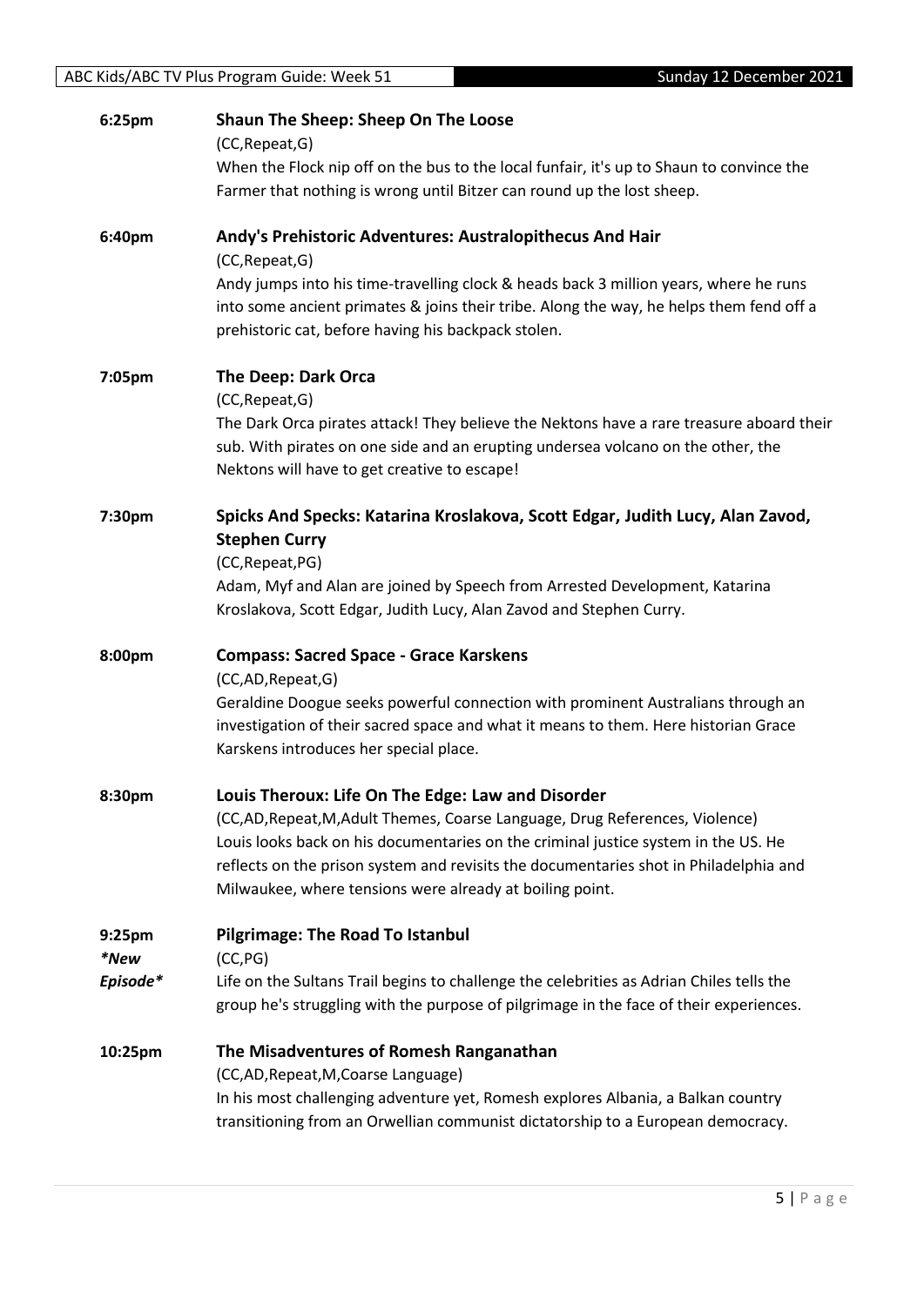**6:25pm** **Shaun The Sheep: Sheep On The Loose**

(CC,Repeat,G)

When the Flock nip off on the bus to the local funfair, it's up to Shaun to convince the Farmer that nothing is wrong until Bitzer can round up the lost sheep.

**6:40pm** **Andy's Prehistoric Adventures: Australopithecus And Hair**

(CC,Repeat,G)

Andy jumps into his time-travelling clock & heads back 3 million years, where he runs into some ancient primates & joins their tribe. Along the way, he helps them fend off a prehistoric cat, before having his backpack stolen.

**7:05pm** **The Deep: Dark Orca**

(CC,Repeat,G)

The Dark Orca pirates attack! They believe the Nektons have a rare treasure aboard their sub. With pirates on one side and an erupting undersea volcano on the other, the Nektons will have to get creative to escape!

**7:30pm** **Spicks And Specks: Katarina Kroslakova, Scott Edgar, Judith Lucy, Alan Zavod, Stephen Curry**

(CC,Repeat,PG)

Adam, Myf and Alan are joined by Speech from Arrested Development, Katarina Kroslakova, Scott Edgar, Judith Lucy, Alan Zavod and Stephen Curry.

**8:00pm** **Compass: Sacred Space - Grace Karskens**

(CC,AD,Repeat,G)

Geraldine Doogue seeks powerful connection with prominent Australians through an investigation of their sacred space and what it means to them. Here historian Grace Karskens introduces her special place.

**8:30pm** **Louis Theroux: Life On The Edge: Law and Disorder**

(CC,AD,Repeat,M,Adult Themes, Coarse Language, Drug References, Violence)

Louis looks back on his documentaries on the criminal justice system in the US. He reflects on the prison system and revisits the documentaries shot in Philadelphia and Milwaukee, where tensions were already at boiling point.

**9:25pm** *New Episode* **Pilgrimage: The Road To Istanbul**

(CC,PG)

Life on the Sultans Trail begins to challenge the celebrities as Adrian Chiles tells the group he's struggling with the purpose of pilgrimage in the face of their experiences.

**10:25pm** **The Misadventures of Romesh Ranganathan**

(CC,AD,Repeat,M,Coarse Language)

In his most challenging adventure yet, Romesh explores Albania, a Balkan country transitioning from an Orwellian communist dictatorship to a European democracy.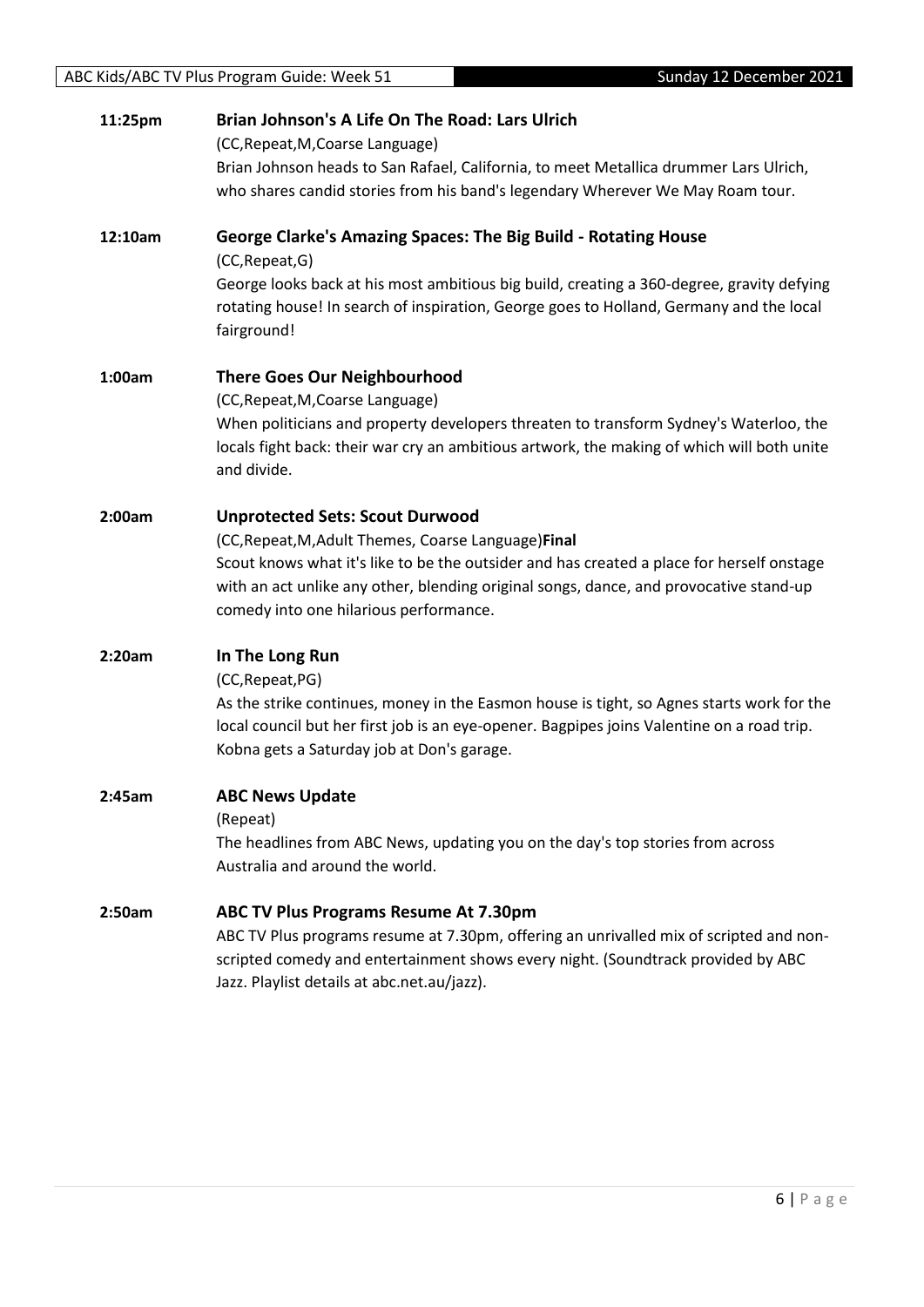**11:25pm** **Brian Johnson's A Life On The Road: Lars Ulrich**
(CC,Repeat,M,Coarse Language)
Brian Johnson heads to San Rafael, California, to meet Metallica drummer Lars Ulrich, who shares candid stories from his band's legendary Wherever We May Roam tour.

**12:10am** **George Clarke's Amazing Spaces: The Big Build - Rotating House**
(CC,Repeat,G)
George looks back at his most ambitious big build, creating a 360-degree, gravity defying rotating house! In search of inspiration, George goes to Holland, Germany and the local fairground!

**1:00am** **There Goes Our Neighbourhood**
(CC,Repeat,M,Coarse Language)
When politicians and property developers threaten to transform Sydney's Waterloo, the locals fight back: their war cry an ambitious artwork, the making of which will both unite and divide.

**2:00am** **Unprotected Sets: Scout Durwood**
(CC,Repeat,M,Adult Themes, Coarse Language)**Final**
Scout knows what it's like to be the outsider and has created a place for herself onstage with an act unlike any other, blending original songs, dance, and provocative stand-up comedy into one hilarious performance.

**2:20am** **In The Long Run**
(CC,Repeat,PG)
As the strike continues, money in the Easmon house is tight, so Agnes starts work for the local council but her first job is an eye-opener. Bagpipes joins Valentine on a road trip. Kobna gets a Saturday job at Don's garage.

**2:45am** **ABC News Update**
(Repeat)
The headlines from ABC News, updating you on the day's top stories from across Australia and around the world.

**2:50am** **ABC TV Plus Programs Resume At 7.30pm**
ABC TV Plus programs resume at 7.30pm, offering an unrivalled mix of scripted and non-scripted comedy and entertainment shows every night. (Soundtrack provided by ABC Jazz. Playlist details at abc.net.au/jazz).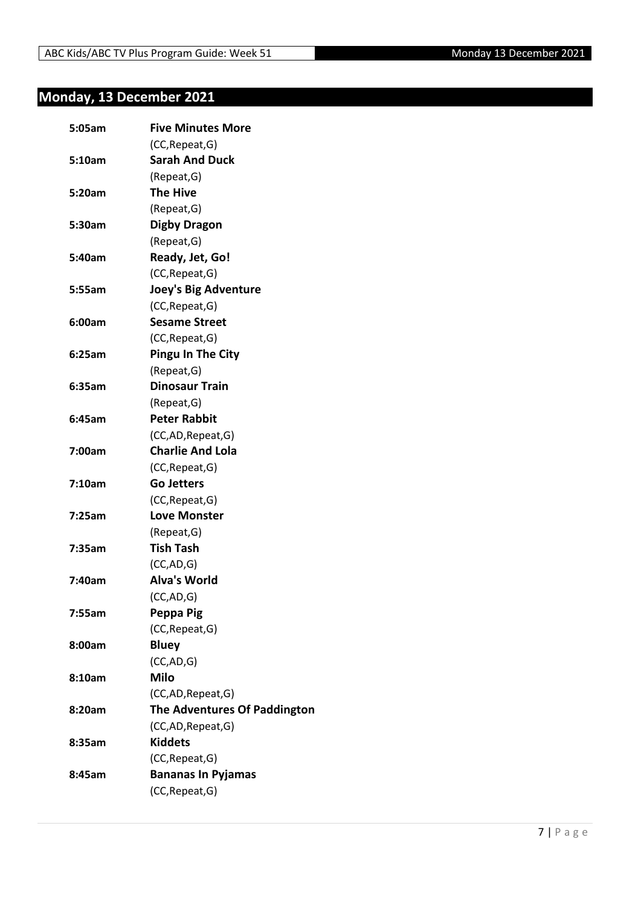## Monday, 13 December 2021

**5:05am** **Five Minutes More**
(CC,Repeat,G)

**5:10am** **Sarah And Duck**
(Repeat,G)

**5:20am** **The Hive**
(Repeat,G)

**5:30am** **Digby Dragon**
(Repeat,G)

**5:40am** **Ready, Jet, Go!**
(CC,Repeat,G)

**5:55am** **Joey's Big Adventure**
(CC,Repeat,G)

**6:00am** **Sesame Street**
(CC,Repeat,G)

**6:25am** **Pingu In The City**
(Repeat,G)

**6:35am** **Dinosaur Train**
(Repeat,G)

**6:45am** **Peter Rabbit**
(CC,AD,Repeat,G)

**7:00am** **Charlie And Lola**
(CC,Repeat,G)

**7:10am** **Go Jetters**
(CC,Repeat,G)

**7:25am** **Love Monster**
(Repeat,G)

**7:35am** **Tish Tash**
(CC,AD,G)

**7:40am** **Alva's World**
(CC,AD,G)

**7:55am** **Peppa Pig**
(CC,Repeat,G)

**8:00am** **Bluey**
(CC,AD,G)

**8:10am** **Milo**
(CC,AD,Repeat,G)

**8:20am** **The Adventures Of Paddington**
(CC,AD,Repeat,G)

**8:35am** **Kiddets**
(CC,Repeat,G)

**8:45am** **Bananas In Pyjamas**
(CC,Repeat,G)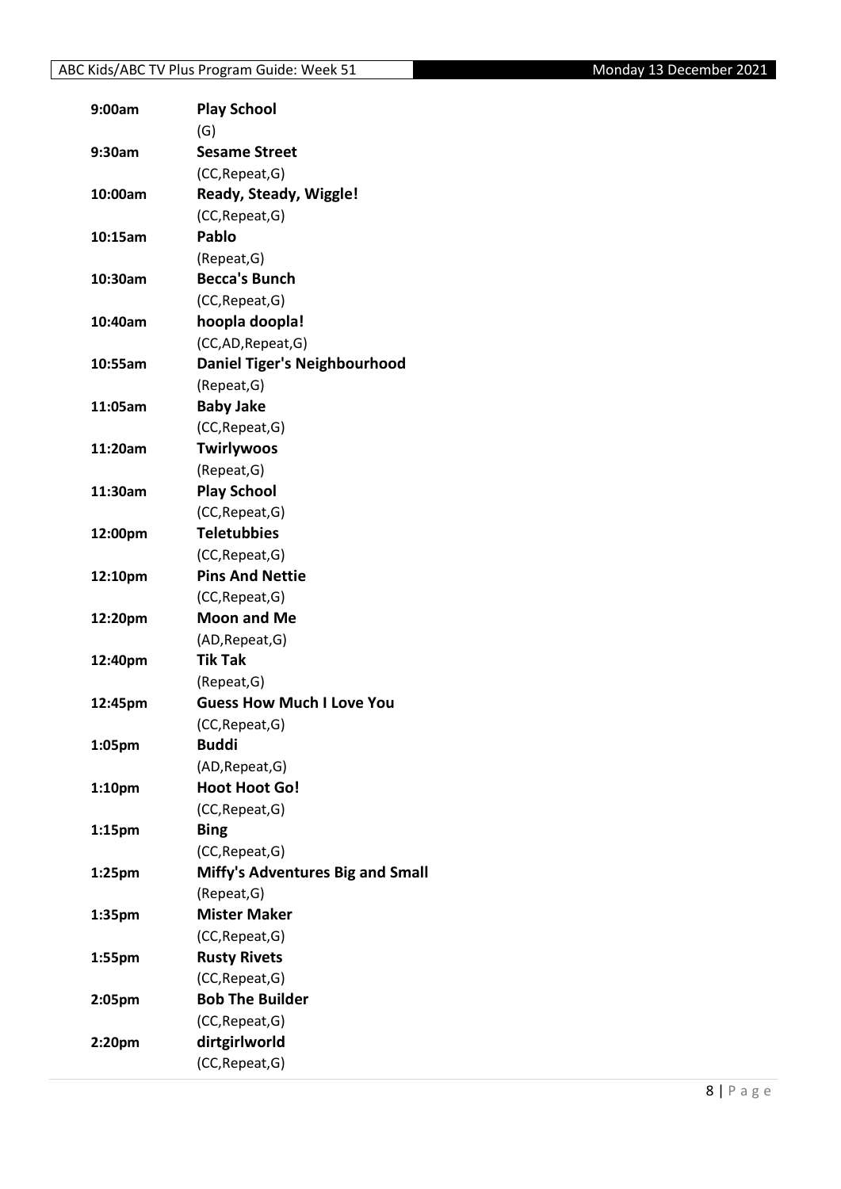| | |
|---|---|
| **9:00am** | **Play School** |
| | (G) |
| **9:30am** | **Sesame Street** |
| | (CC,Repeat,G) |
| **10:00am** | **Ready, Steady, Wiggle!** |
| | (CC,Repeat,G) |
| **10:15am** | **Pablo** |
| | (Repeat,G) |
| **10:30am** | **Becca's Bunch** |
| | (CC,Repeat,G) |
| **10:40am** | **hoopla doopla!** |
| | (CC,AD,Repeat,G) |
| **10:55am** | **Daniel Tiger's Neighbourhood** |
| | (Repeat,G) |
| **11:05am** | **Baby Jake** |
| | (CC,Repeat,G) |
| **11:20am** | **Twirlywoos** |
| | (Repeat,G) |
| **11:30am** | **Play School** |
| | (CC,Repeat,G) |
| **12:00pm** | **Teletubbies** |
| | (CC,Repeat,G) |
| **12:10pm** | **Pins And Nettie** |
| | (CC,Repeat,G) |
| **12:20pm** | **Moon and Me** |
| | (AD,Repeat,G) |
| **12:40pm** | **Tik Tak** |
| | (Repeat,G) |
| **12:45pm** | **Guess How Much I Love You** |
| | (CC,Repeat,G) |
| **1:05pm** | **Buddi** |
| | (AD,Repeat,G) |
| **1:10pm** | **Hoot Hoot Go!** |
| | (CC,Repeat,G) |
| **1:15pm** | **Bing** |
| | (CC,Repeat,G) |
| **1:25pm** | **Miffy's Adventures Big and Small** |
| | (Repeat,G) |
| **1:35pm** | **Mister Maker** |
| | (CC,Repeat,G) |
| **1:55pm** | **Rusty Rivets** |
| | (CC,Repeat,G) |
| **2:05pm** | **Bob The Builder** |
| | (CC,Repeat,G) |
| **2:20pm** | **dirtgirlworld** |
| | (CC,Repeat,G) |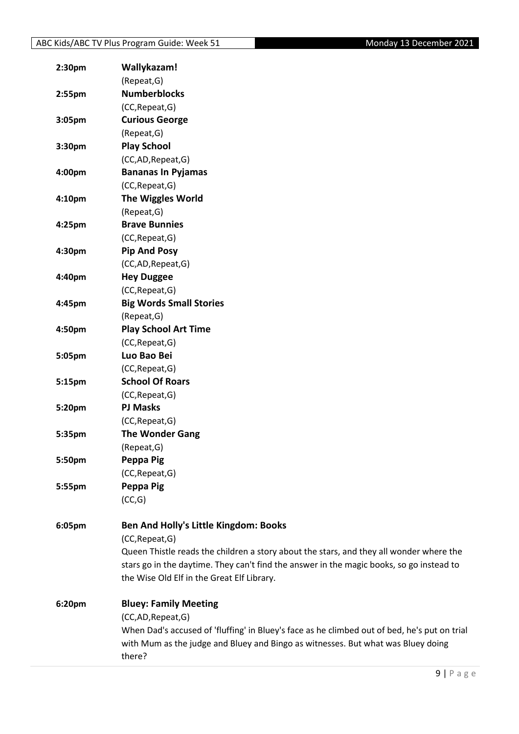**2:30pm** **Wallykazam!**
(Repeat,G)

**2:55pm** **Numberblocks**
(CC,Repeat,G)

**3:05pm** **Curious George**
(Repeat,G)

**3:30pm** **Play School**
(CC,AD,Repeat,G)

**4:00pm** **Bananas In Pyjamas**
(CC,Repeat,G)

**4:10pm** **The Wiggles World**
(Repeat,G)

**4:25pm** **Brave Bunnies**
(CC,Repeat,G)

**4:30pm** **Pip And Posy**
(CC,AD,Repeat,G)

**4:40pm** **Hey Duggee**
(CC,Repeat,G)

**4:45pm** **Big Words Small Stories**
(Repeat,G)

**4:50pm** **Play School Art Time**
(CC,Repeat,G)

**5:05pm** **Luo Bao Bei**
(CC,Repeat,G)

**5:15pm** **School Of Roars**
(CC,Repeat,G)

**5:20pm** **PJ Masks**
(CC,Repeat,G)

**5:35pm** **The Wonder Gang**
(Repeat,G)

**5:50pm** **Peppa Pig**
(CC,Repeat,G)

**5:55pm** **Peppa Pig**
(CC,G)

**6:05pm** **Ben And Holly's Little Kingdom: Books**
(CC,Repeat,G)
Queen Thistle reads the children a story about the stars, and they all wonder where the stars go in the daytime. They can't find the answer in the magic books, so go instead to the Wise Old Elf in the Great Elf Library.

**6:20pm** **Bluey: Family Meeting**
(CC,AD,Repeat,G)
When Dad's accused of 'fluffing' in Bluey's face as he climbed out of bed, he's put on trial with Mum as the judge and Bluey and Bingo as witnesses. But what was Bluey doing there?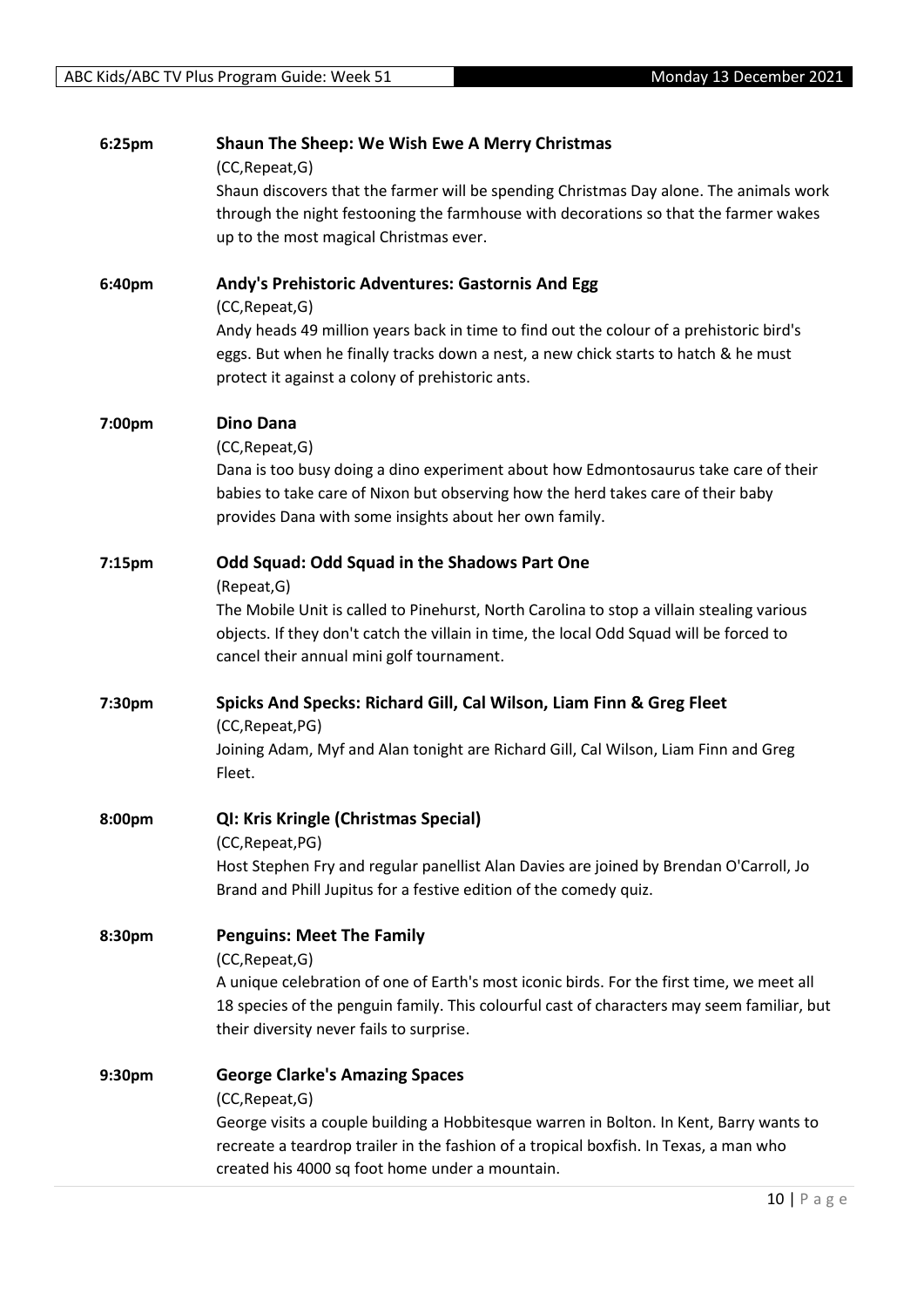**6:25pm** **Shaun The Sheep: We Wish Ewe A Merry Christmas**

(CC,Repeat,G)

Shaun discovers that the farmer will be spending Christmas Day alone. The animals work through the night festooning the farmhouse with decorations so that the farmer wakes up to the most magical Christmas ever.

**6:40pm** **Andy's Prehistoric Adventures: Gastornis And Egg**

(CC,Repeat,G)

Andy heads 49 million years back in time to find out the colour of a prehistoric bird's eggs. But when he finally tracks down a nest, a new chick starts to hatch & he must protect it against a colony of prehistoric ants.

**7:00pm** **Dino Dana**

(CC,Repeat,G)

Dana is too busy doing a dino experiment about how Edmontosaurus take care of their babies to take care of Nixon but observing how the herd takes care of their baby provides Dana with some insights about her own family.

**7:15pm** **Odd Squad: Odd Squad in the Shadows Part One**

(Repeat,G)

The Mobile Unit is called to Pinehurst, North Carolina to stop a villain stealing various objects. If they don't catch the villain in time, the local Odd Squad will be forced to cancel their annual mini golf tournament.

**7:30pm** **Spicks And Specks: Richard Gill, Cal Wilson, Liam Finn & Greg Fleet**

(CC,Repeat,PG)

Joining Adam, Myf and Alan tonight are Richard Gill, Cal Wilson, Liam Finn and Greg Fleet.

**8:00pm** **QI: Kris Kringle (Christmas Special)**

(CC,Repeat,PG)

Host Stephen Fry and regular panellist Alan Davies are joined by Brendan O'Carroll, Jo Brand and Phill Jupitus for a festive edition of the comedy quiz.

**8:30pm** **Penguins: Meet The Family**

(CC,Repeat,G)

A unique celebration of one of Earth's most iconic birds. For the first time, we meet all 18 species of the penguin family. This colourful cast of characters may seem familiar, but their diversity never fails to surprise.

**9:30pm** **George Clarke's Amazing Spaces**

(CC,Repeat,G)

George visits a couple building a Hobbitesque warren in Bolton. In Kent, Barry wants to recreate a teardrop trailer in the fashion of a tropical boxfish. In Texas, a man who created his 4000 sq foot home under a mountain.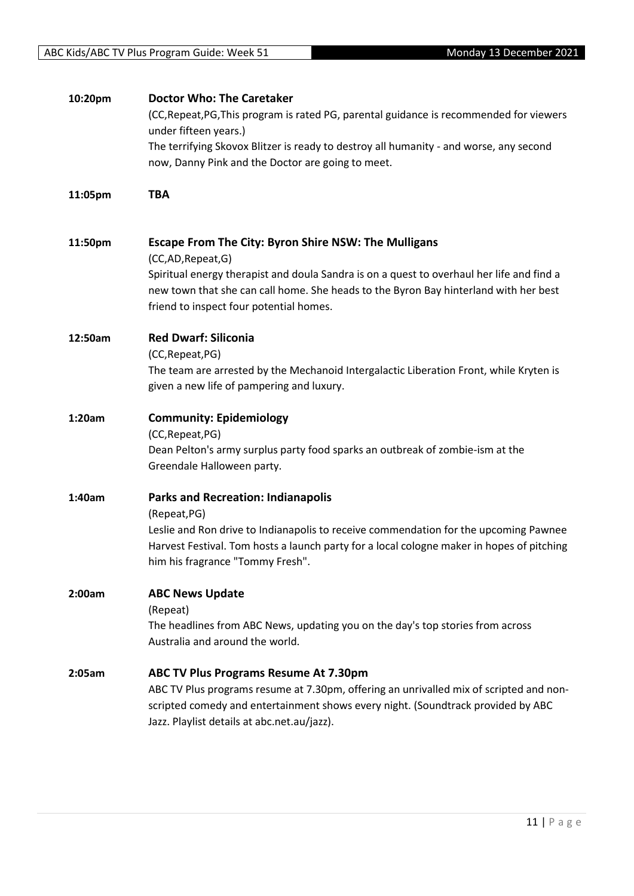**10:20pm** **Doctor Who: The Caretaker**

(CC,Repeat,PG,This program is rated PG, parental guidance is recommended for viewers under fifteen years.)

The terrifying Skovox Blitzer is ready to destroy all humanity - and worse, any second now, Danny Pink and the Doctor are going to meet.

**11:05pm** **TBA**

**11:50pm** **Escape From The City: Byron Shire NSW: The Mulligans**

(CC,AD,Repeat,G)

Spiritual energy therapist and doula Sandra is on a quest to overhaul her life and find a new town that she can call home. She heads to the Byron Bay hinterland with her best friend to inspect four potential homes.

**12:50am** **Red Dwarf: Siliconia**

(CC,Repeat,PG)

The team are arrested by the Mechanoid Intergalactic Liberation Front, while Kryten is given a new life of pampering and luxury.

**1:20am** **Community: Epidemiology**

(CC,Repeat,PG)

Dean Pelton's army surplus party food sparks an outbreak of zombie-ism at the Greendale Halloween party.

**1:40am** **Parks and Recreation: Indianapolis**

(Repeat,PG)

Leslie and Ron drive to Indianapolis to receive commendation for the upcoming Pawnee Harvest Festival. Tom hosts a launch party for a local cologne maker in hopes of pitching him his fragrance "Tommy Fresh".

**2:00am** **ABC News Update**

(Repeat)

The headlines from ABC News, updating you on the day's top stories from across Australia and around the world.

**2:05am** **ABC TV Plus Programs Resume At 7.30pm**

ABC TV Plus programs resume at 7.30pm, offering an unrivalled mix of scripted and non-scripted comedy and entertainment shows every night. (Soundtrack provided by ABC Jazz. Playlist details at abc.net.au/jazz).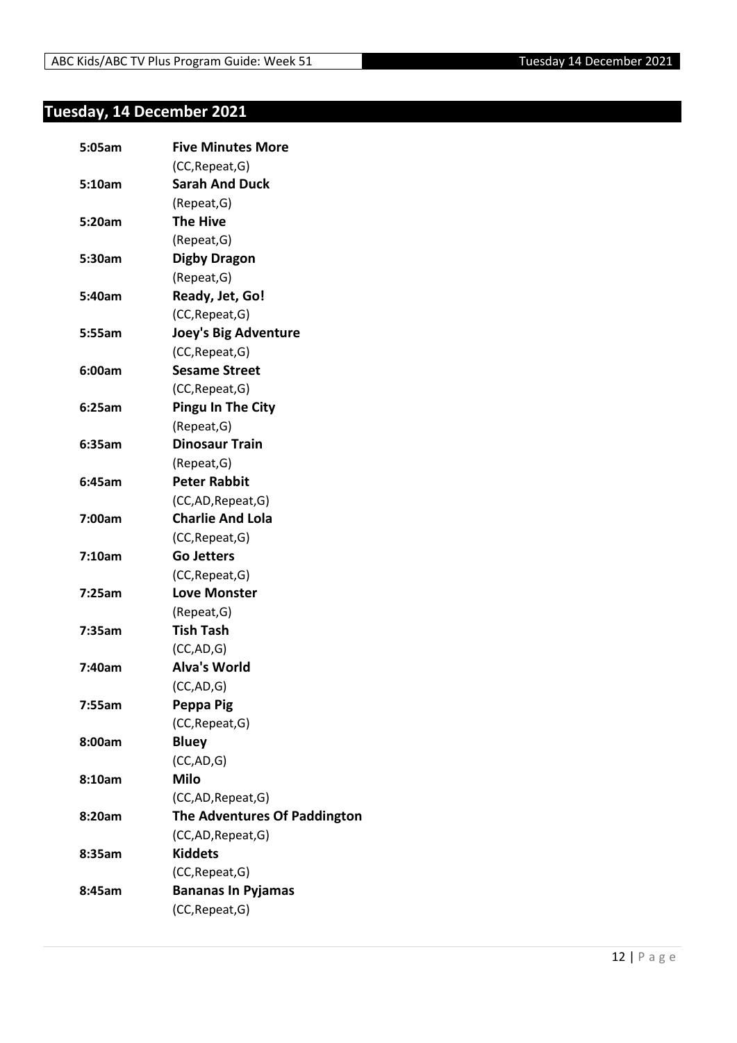## Tuesday, 14 December 2021

| | |
|---|---|
| **5:05am** | **Five Minutes More** |
| | (CC,Repeat,G) |
| **5:10am** | **Sarah And Duck** |
| | (Repeat,G) |
| **5:20am** | **The Hive** |
| | (Repeat,G) |
| **5:30am** | **Digby Dragon** |
| | (Repeat,G) |
| **5:40am** | **Ready, Jet, Go!** |
| | (CC,Repeat,G) |
| **5:55am** | **Joey's Big Adventure** |
| | (CC,Repeat,G) |
| **6:00am** | **Sesame Street** |
| | (CC,Repeat,G) |
| **6:25am** | **Pingu In The City** |
| | (Repeat,G) |
| **6:35am** | **Dinosaur Train** |
| | (Repeat,G) |
| **6:45am** | **Peter Rabbit** |
| | (CC,AD,Repeat,G) |
| **7:00am** | **Charlie And Lola** |
| | (CC,Repeat,G) |
| **7:10am** | **Go Jetters** |
| | (CC,Repeat,G) |
| **7:25am** | **Love Monster** |
| | (Repeat,G) |
| **7:35am** | **Tish Tash** |
| | (CC,AD,G) |
| **7:40am** | **Alva's World** |
| | (CC,AD,G) |
| **7:55am** | **Peppa Pig** |
| | (CC,Repeat,G) |
| **8:00am** | **Bluey** |
| | (CC,AD,G) |
| **8:10am** | **Milo** |
| | (CC,AD,Repeat,G) |
| **8:20am** | **The Adventures Of Paddington** |
| | (CC,AD,Repeat,G) |
| **8:35am** | **Kiddets** |
| | (CC,Repeat,G) |
| **8:45am** | **Bananas In Pyjamas** |
| | (CC,Repeat,G) |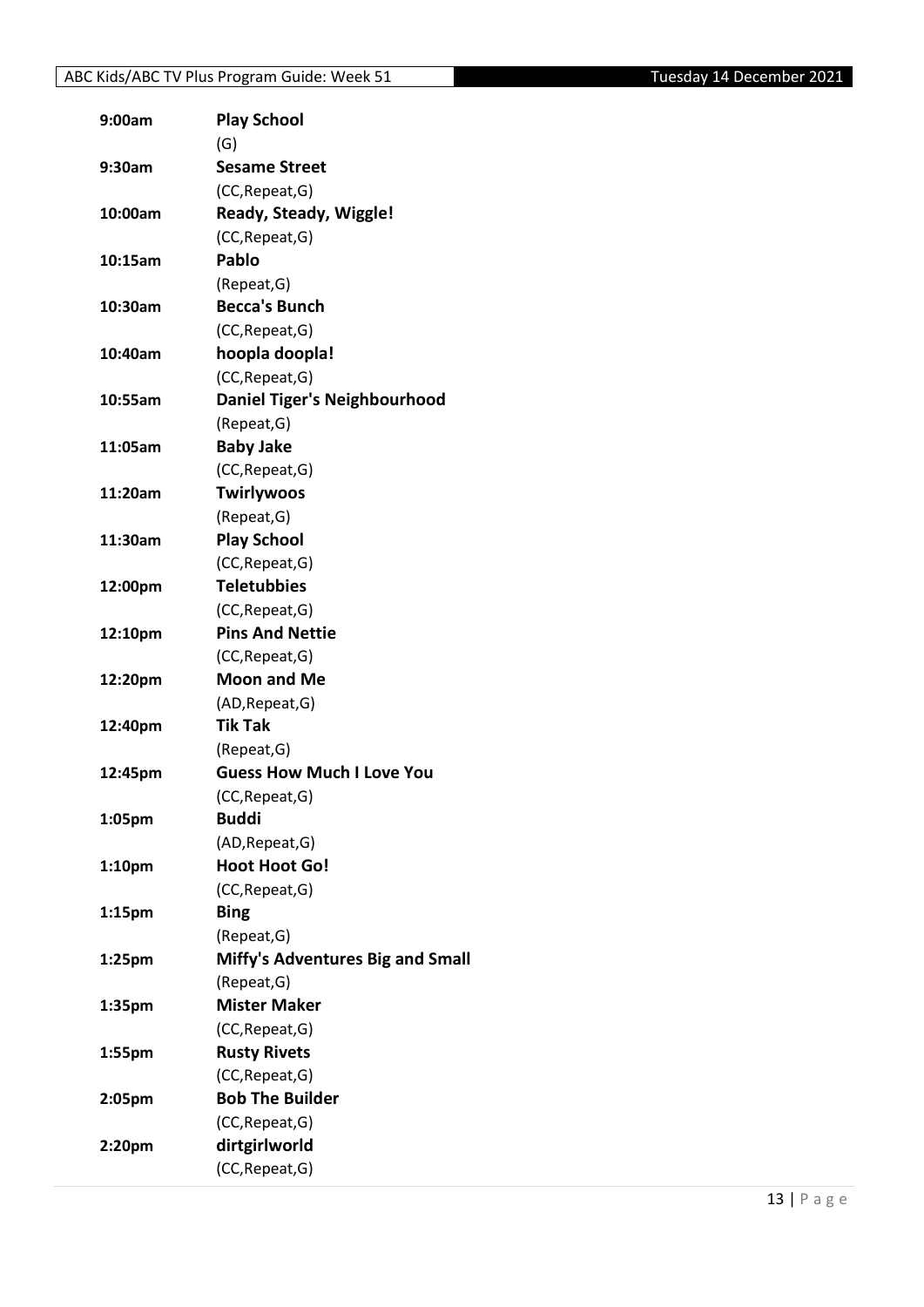| Time | Program |
| --- | --- |
| 9:00am | **Play School**<br>(G) |
| 9:30am | **Sesame Street**<br>(CC,Repeat,G) |
| 10:00am | **Ready, Steady, Wiggle!**<br>(CC,Repeat,G) |
| 10:15am | **Pablo**<br>(Repeat,G) |
| 10:30am | **Becca's Bunch**<br>(CC,Repeat,G) |
| 10:40am | **hoopla doopla!**<br>(CC,Repeat,G) |
| 10:55am | **Daniel Tiger's Neighbourhood**<br>(Repeat,G) |
| 11:05am | **Baby Jake**<br>(CC,Repeat,G) |
| 11:20am | **Twirlywoos**<br>(Repeat,G) |
| 11:30am | **Play School**<br>(CC,Repeat,G) |
| 12:00pm | **Teletubbies**<br>(CC,Repeat,G) |
| 12:10pm | **Pins And Nettie**<br>(CC,Repeat,G) |
| 12:20pm | **Moon and Me**<br>(AD,Repeat,G) |
| 12:40pm | **Tik Tak**<br>(Repeat,G) |
| 12:45pm | **Guess How Much I Love You**<br>(CC,Repeat,G) |
| 1:05pm | **Buddi**<br>(AD,Repeat,G) |
| 1:10pm | **Hoot Hoot Go!**<br>(CC,Repeat,G) |
| 1:15pm | **Bing**<br>(Repeat,G) |
| 1:25pm | **Miffy's Adventures Big and Small**<br>(Repeat,G) |
| 1:35pm | **Mister Maker**<br>(CC,Repeat,G) |
| 1:55pm | **Rusty Rivets**<br>(CC,Repeat,G) |
| 2:05pm | **Bob The Builder**<br>(CC,Repeat,G) |
| 2:20pm | **dirtgirlworld**<br>(CC,Repeat,G) |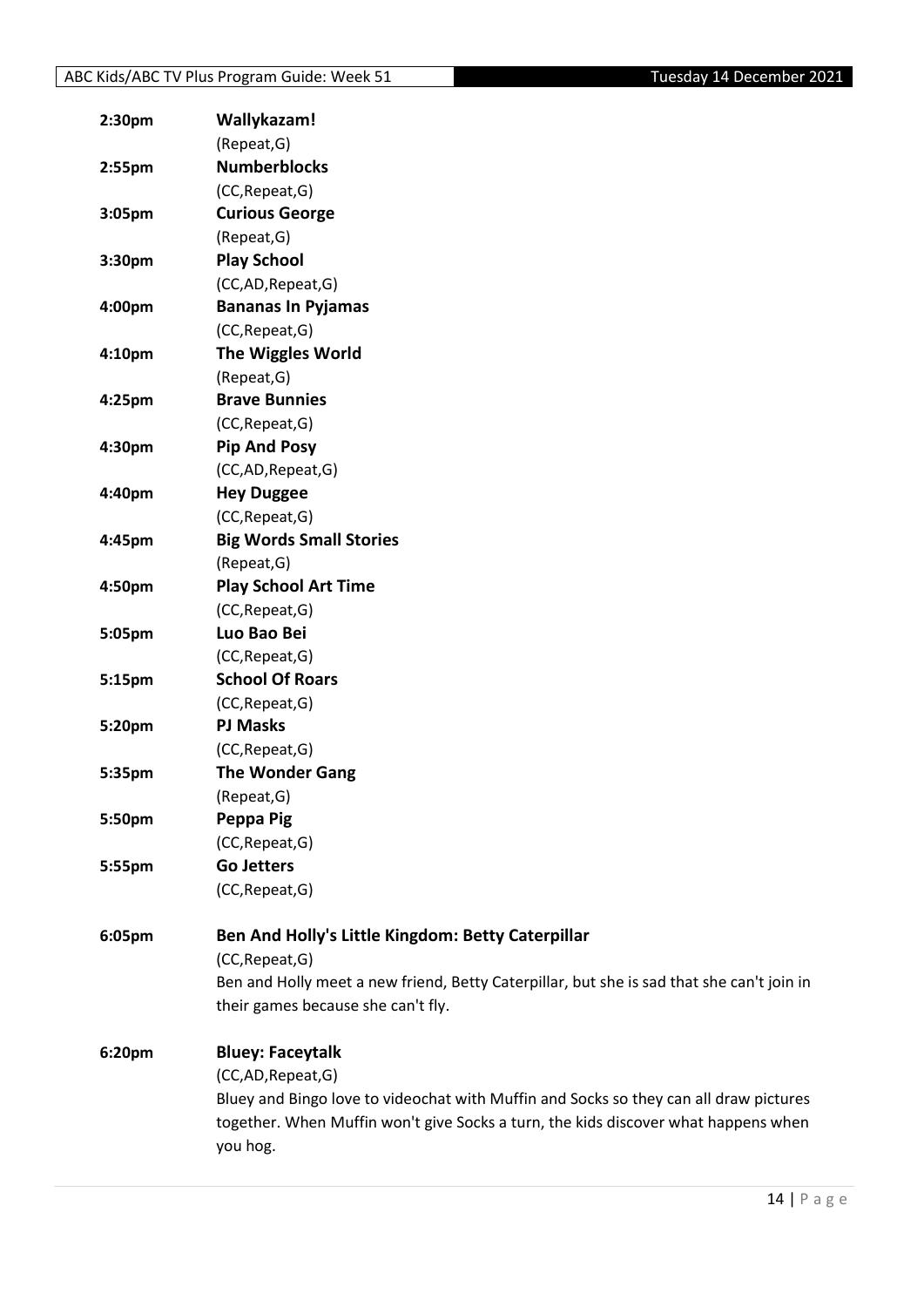**2:30pm** **Wallykazam!**
(Repeat,G)

**2:55pm** **Numberblocks**
(CC,Repeat,G)

**3:05pm** **Curious George**
(Repeat,G)

**3:30pm** **Play School**
(CC,AD,Repeat,G)

**4:00pm** **Bananas In Pyjamas**
(CC,Repeat,G)

**4:10pm** **The Wiggles World**
(Repeat,G)

**4:25pm** **Brave Bunnies**
(CC,Repeat,G)

**4:30pm** **Pip And Posy**
(CC,AD,Repeat,G)

**4:40pm** **Hey Duggee**
(CC,Repeat,G)

**4:45pm** **Big Words Small Stories**
(Repeat,G)

**4:50pm** **Play School Art Time**
(CC,Repeat,G)

**5:05pm** **Luo Bao Bei**
(CC,Repeat,G)

**5:15pm** **School Of Roars**
(CC,Repeat,G)

**5:20pm** **PJ Masks**
(CC,Repeat,G)

**5:35pm** **The Wonder Gang**
(Repeat,G)

**5:50pm** **Peppa Pig**
(CC,Repeat,G)

**5:55pm** **Go Jetters**
(CC,Repeat,G)

**6:05pm** **Ben And Holly's Little Kingdom: Betty Caterpillar**
(CC,Repeat,G)
Ben and Holly meet a new friend, Betty Caterpillar, but she is sad that she can't join in their games because she can't fly.

**6:20pm** **Bluey: Faceytalk**
(CC,AD,Repeat,G)
Bluey and Bingo love to videochat with Muffin and Socks so they can all draw pictures together. When Muffin won't give Socks a turn, the kids discover what happens when you hog.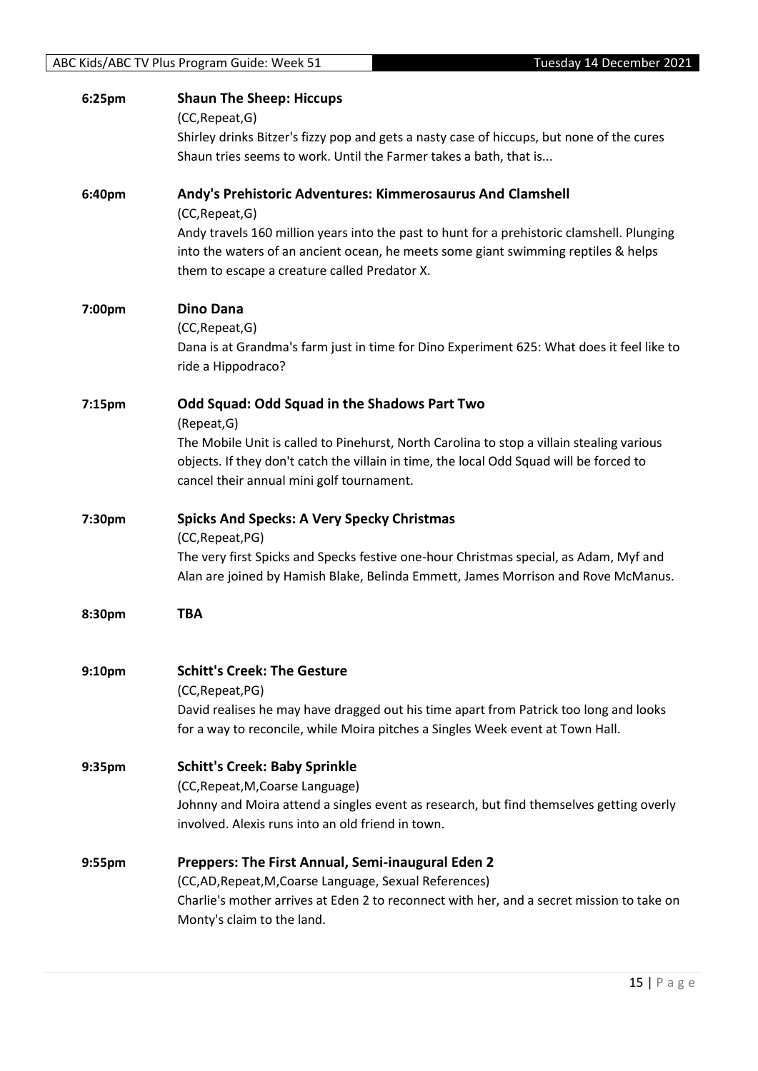**6:25pm** **Shaun The Sheep: Hiccups**

(CC,Repeat,G)

Shirley drinks Bitzer's fizzy pop and gets a nasty case of hiccups, but none of the cures Shaun tries seems to work. Until the Farmer takes a bath, that is...

**6:40pm** **Andy's Prehistoric Adventures: Kimmerosaurus And Clamshell**

(CC,Repeat,G)

Andy travels 160 million years into the past to hunt for a prehistoric clamshell. Plunging into the waters of an ancient ocean, he meets some giant swimming reptiles & helps them to escape a creature called Predator X.

**7:00pm** **Dino Dana**

(CC,Repeat,G)

Dana is at Grandma's farm just in time for Dino Experiment 625: What does it feel like to ride a Hippodraco?

**7:15pm** **Odd Squad: Odd Squad in the Shadows Part Two**

(Repeat,G)

The Mobile Unit is called to Pinehurst, North Carolina to stop a villain stealing various objects. If they don't catch the villain in time, the local Odd Squad will be forced to cancel their annual mini golf tournament.

**7:30pm** **Spicks And Specks: A Very Specky Christmas**

(CC,Repeat,PG)

The very first Spicks and Specks festive one-hour Christmas special, as Adam, Myf and Alan are joined by Hamish Blake, Belinda Emmett, James Morrison and Rove McManus.

**8:30pm** **TBA**

**9:10pm** **Schitt's Creek: The Gesture**

(CC,Repeat,PG)

David realises he may have dragged out his time apart from Patrick too long and looks for a way to reconcile, while Moira pitches a Singles Week event at Town Hall.

**9:35pm** **Schitt's Creek: Baby Sprinkle**

(CC,Repeat,M,Coarse Language)

Johnny and Moira attend a singles event as research, but find themselves getting overly involved. Alexis runs into an old friend in town.

**9:55pm** **Preppers: The First Annual, Semi-inaugural Eden 2**

(CC,AD,Repeat,M,Coarse Language, Sexual References)

Charlie's mother arrives at Eden 2 to reconnect with her, and a secret mission to take on Monty's claim to the land.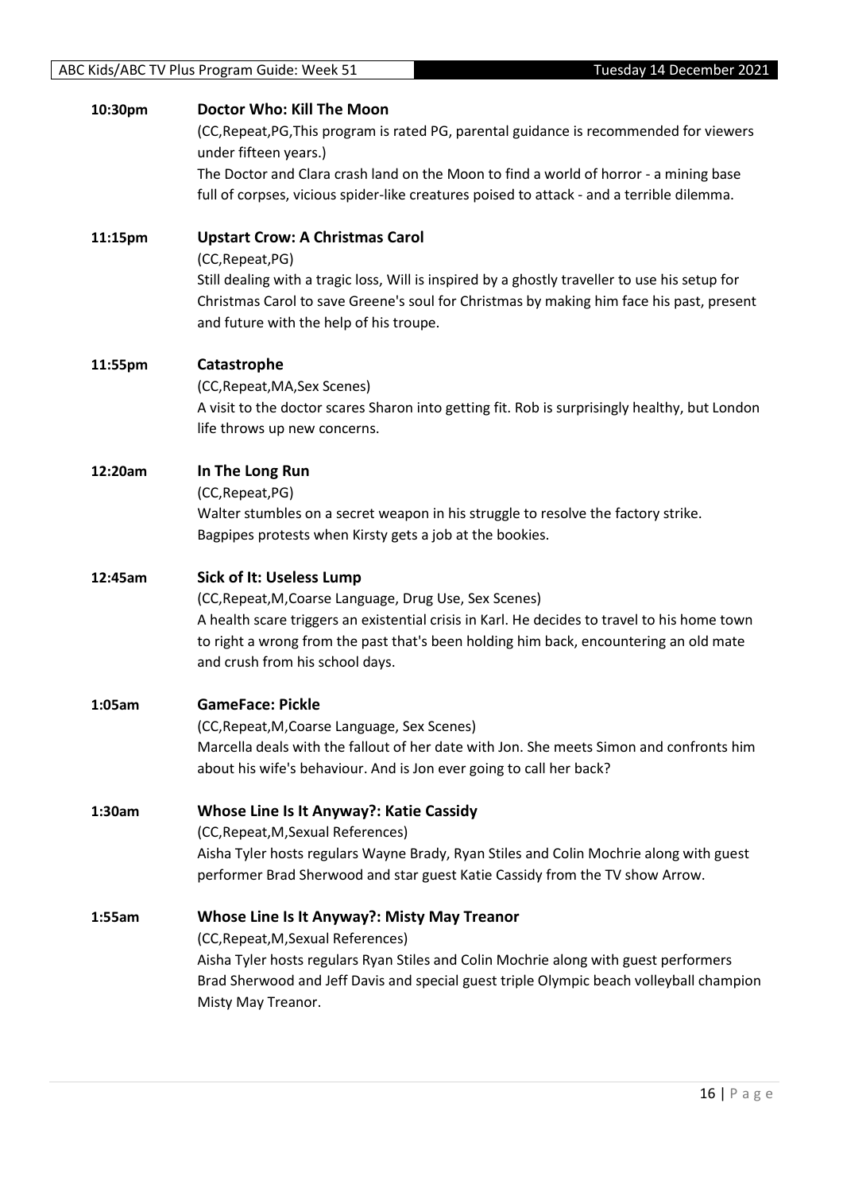**10:30pm** **Doctor Who: Kill The Moon**

(CC,Repeat,PG,This program is rated PG, parental guidance is recommended for viewers under fifteen years.)

The Doctor and Clara crash land on the Moon to find a world of horror - a mining base full of corpses, vicious spider-like creatures poised to attack - and a terrible dilemma.

**11:15pm** **Upstart Crow: A Christmas Carol**

(CC,Repeat,PG)

Still dealing with a tragic loss, Will is inspired by a ghostly traveller to use his setup for Christmas Carol to save Greene's soul for Christmas by making him face his past, present and future with the help of his troupe.

**11:55pm** **Catastrophe**

(CC,Repeat,MA,Sex Scenes)

A visit to the doctor scares Sharon into getting fit. Rob is surprisingly healthy, but London life throws up new concerns.

**12:20am** **In The Long Run**

(CC,Repeat,PG)

Walter stumbles on a secret weapon in his struggle to resolve the factory strike. Bagpipes protests when Kirsty gets a job at the bookies.

**12:45am** **Sick of It: Useless Lump**

(CC,Repeat,M,Coarse Language, Drug Use, Sex Scenes)

A health scare triggers an existential crisis in Karl. He decides to travel to his home town to right a wrong from the past that's been holding him back, encountering an old mate and crush from his school days.

**1:05am** **GameFace: Pickle**

(CC,Repeat,M,Coarse Language, Sex Scenes)

Marcella deals with the fallout of her date with Jon. She meets Simon and confronts him about his wife's behaviour. And is Jon ever going to call her back?

**1:30am** **Whose Line Is It Anyway?: Katie Cassidy**

(CC,Repeat,M,Sexual References)

Aisha Tyler hosts regulars Wayne Brady, Ryan Stiles and Colin Mochrie along with guest performer Brad Sherwood and star guest Katie Cassidy from the TV show Arrow.

**1:55am** **Whose Line Is It Anyway?: Misty May Treanor**

(CC,Repeat,M,Sexual References)

Aisha Tyler hosts regulars Ryan Stiles and Colin Mochrie along with guest performers Brad Sherwood and Jeff Davis and special guest triple Olympic beach volleyball champion Misty May Treanor.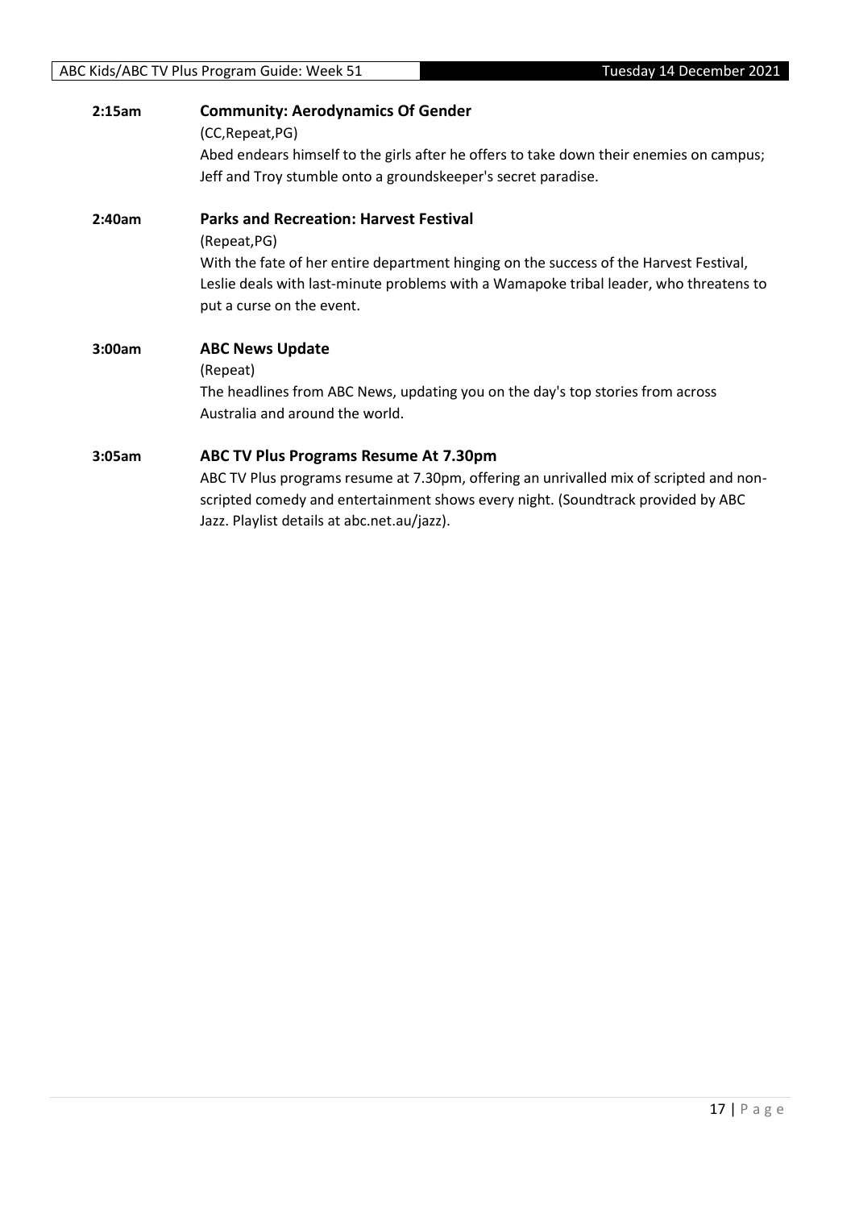**2:15am** **Community: Aerodynamics Of Gender**

(CC,Repeat,PG)

Abed endears himself to the girls after he offers to take down their enemies on campus; Jeff and Troy stumble onto a groundskeeper's secret paradise.

**2:40am** **Parks and Recreation: Harvest Festival**

(Repeat,PG)

With the fate of her entire department hinging on the success of the Harvest Festival, Leslie deals with last-minute problems with a Wamapoke tribal leader, who threatens to put a curse on the event.

**3:00am** **ABC News Update**

(Repeat)

The headlines from ABC News, updating you on the day's top stories from across Australia and around the world.

**3:05am** **ABC TV Plus Programs Resume At 7.30pm**

ABC TV Plus programs resume at 7.30pm, offering an unrivalled mix of scripted and non-scripted comedy and entertainment shows every night. (Soundtrack provided by ABC Jazz. Playlist details at abc.net.au/jazz).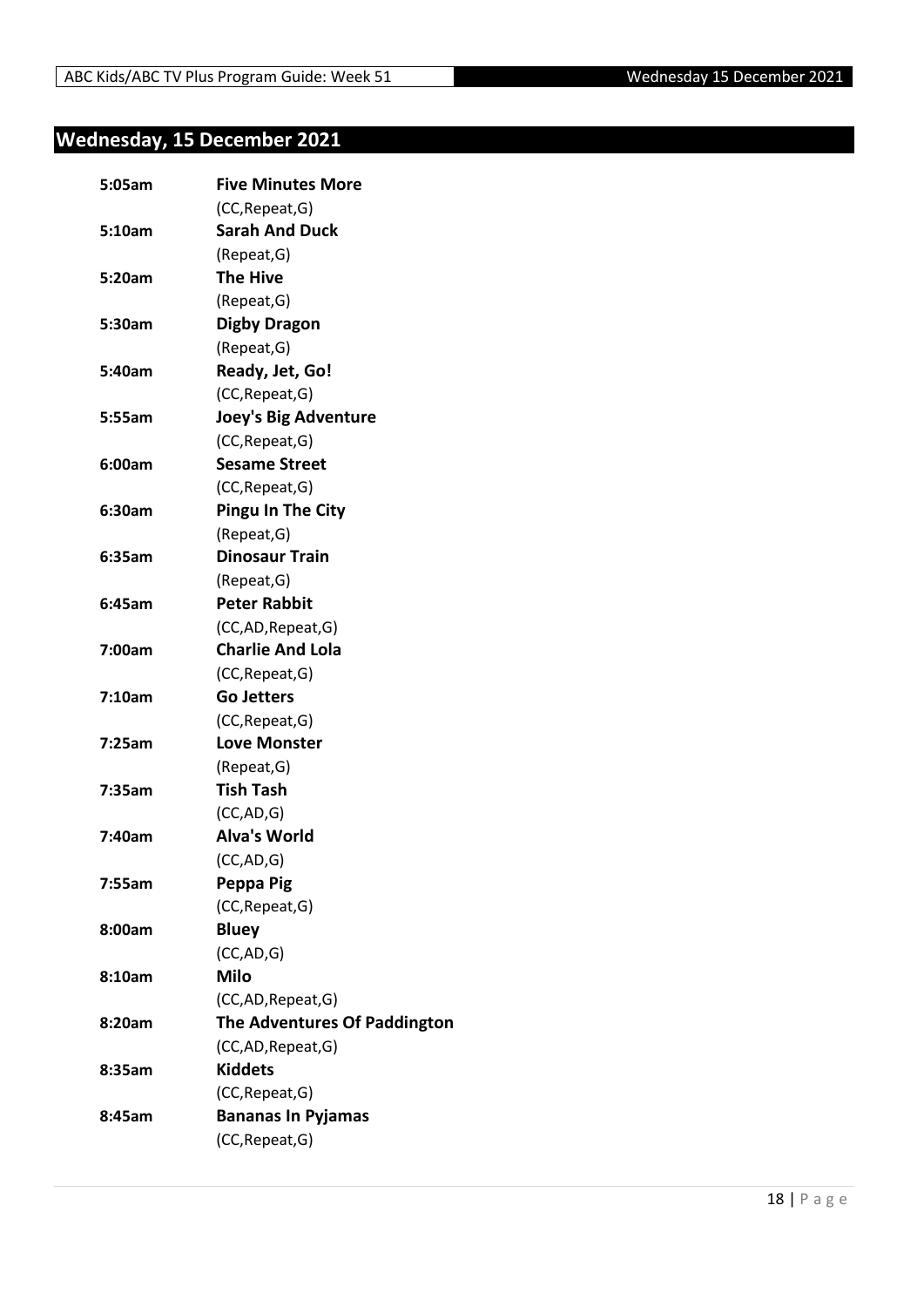## Wednesday, 15 December 2021

| | |
|---|---|
| 5:05am | **Five Minutes More** |
| | (CC,Repeat,G) |
| 5:10am | **Sarah And Duck** |
| | (Repeat,G) |
| 5:20am | **The Hive** |
| | (Repeat,G) |
| 5:30am | **Digby Dragon** |
| | (Repeat,G) |
| 5:40am | **Ready, Jet, Go!** |
| | (CC,Repeat,G) |
| 5:55am | **Joey's Big Adventure** |
| | (CC,Repeat,G) |
| 6:00am | **Sesame Street** |
| | (CC,Repeat,G) |
| 6:30am | **Pingu In The City** |
| | (Repeat,G) |
| 6:35am | **Dinosaur Train** |
| | (Repeat,G) |
| 6:45am | **Peter Rabbit** |
| | (CC,AD,Repeat,G) |
| 7:00am | **Charlie And Lola** |
| | (CC,Repeat,G) |
| 7:10am | **Go Jetters** |
| | (CC,Repeat,G) |
| 7:25am | **Love Monster** |
| | (Repeat,G) |
| 7:35am | **Tish Tash** |
| | (CC,AD,G) |
| 7:40am | **Alva's World** |
| | (CC,AD,G) |
| 7:55am | **Peppa Pig** |
| | (CC,Repeat,G) |
| 8:00am | **Bluey** |
| | (CC,AD,G) |
| 8:10am | **Milo** |
| | (CC,AD,Repeat,G) |
| 8:20am | **The Adventures Of Paddington** |
| | (CC,AD,Repeat,G) |
| 8:35am | **Kiddets** |
| | (CC,Repeat,G) |
| 8:45am | **Bananas In Pyjamas** |
| | (CC,Repeat,G) |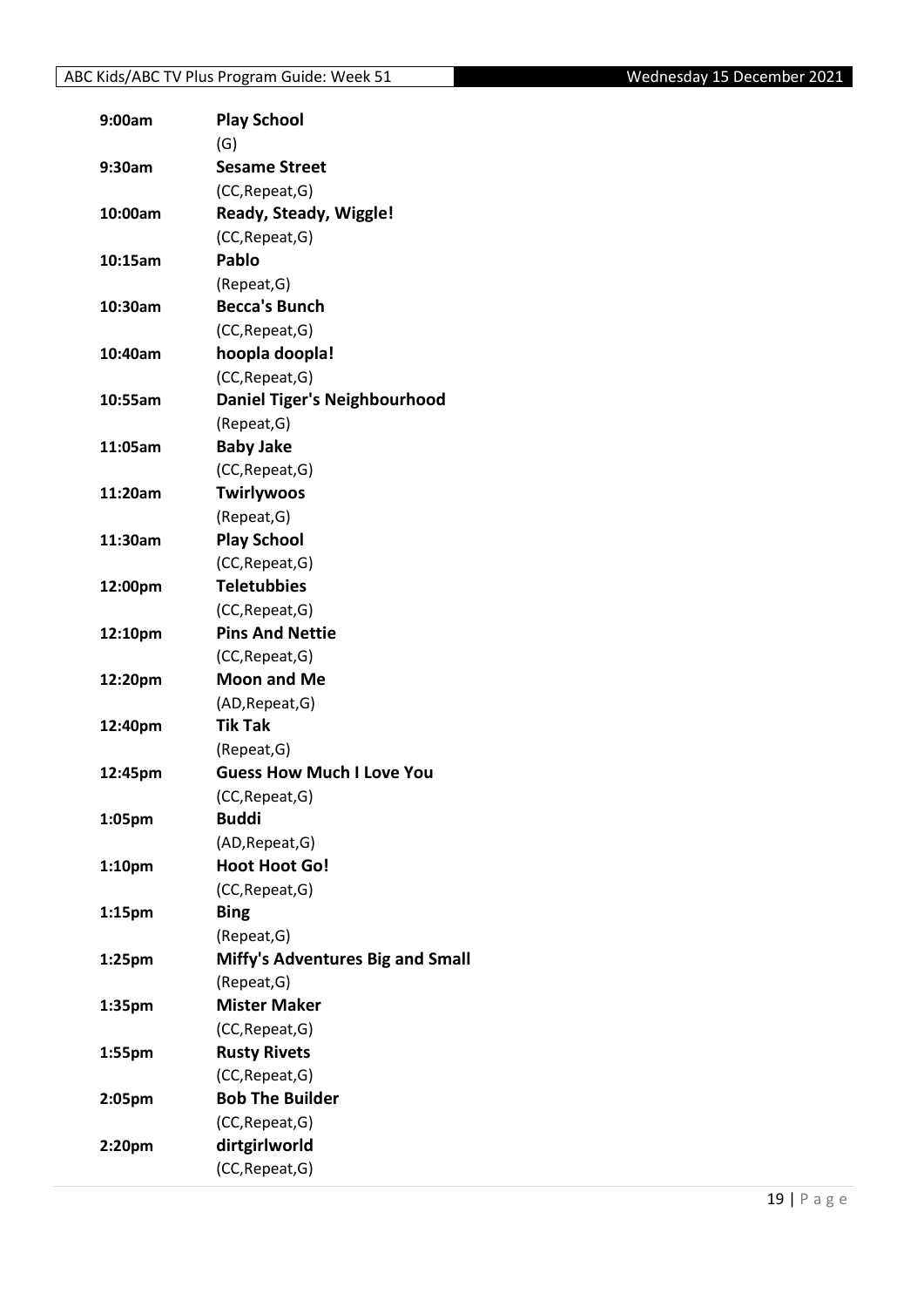| | |
|---|---|
| **9:00am** | **Play School** |
| | (G) |
| **9:30am** | **Sesame Street** |
| | (CC,Repeat,G) |
| **10:00am** | **Ready, Steady, Wiggle!** |
| | (CC,Repeat,G) |
| **10:15am** | **Pablo** |
| | (Repeat,G) |
| **10:30am** | **Becca's Bunch** |
| | (CC,Repeat,G) |
| **10:40am** | **hoopla doopla!** |
| | (CC,Repeat,G) |
| **10:55am** | **Daniel Tiger's Neighbourhood** |
| | (Repeat,G) |
| **11:05am** | **Baby Jake** |
| | (CC,Repeat,G) |
| **11:20am** | **Twirlywoos** |
| | (Repeat,G) |
| **11:30am** | **Play School** |
| | (CC,Repeat,G) |
| **12:00pm** | **Teletubbies** |
| | (CC,Repeat,G) |
| **12:10pm** | **Pins And Nettie** |
| | (CC,Repeat,G) |
| **12:20pm** | **Moon and Me** |
| | (AD,Repeat,G) |
| **12:40pm** | **Tik Tak** |
| | (Repeat,G) |
| **12:45pm** | **Guess How Much I Love You** |
| | (CC,Repeat,G) |
| **1:05pm** | **Buddi** |
| | (AD,Repeat,G) |
| **1:10pm** | **Hoot Hoot Go!** |
| | (CC,Repeat,G) |
| **1:15pm** | **Bing** |
| | (Repeat,G) |
| **1:25pm** | **Miffy's Adventures Big and Small** |
| | (Repeat,G) |
| **1:35pm** | **Mister Maker** |
| | (CC,Repeat,G) |
| **1:55pm** | **Rusty Rivets** |
| | (CC,Repeat,G) |
| **2:05pm** | **Bob The Builder** |
| | (CC,Repeat,G) |
| **2:20pm** | **dirtgirlworld** |
| | (CC,Repeat,G) |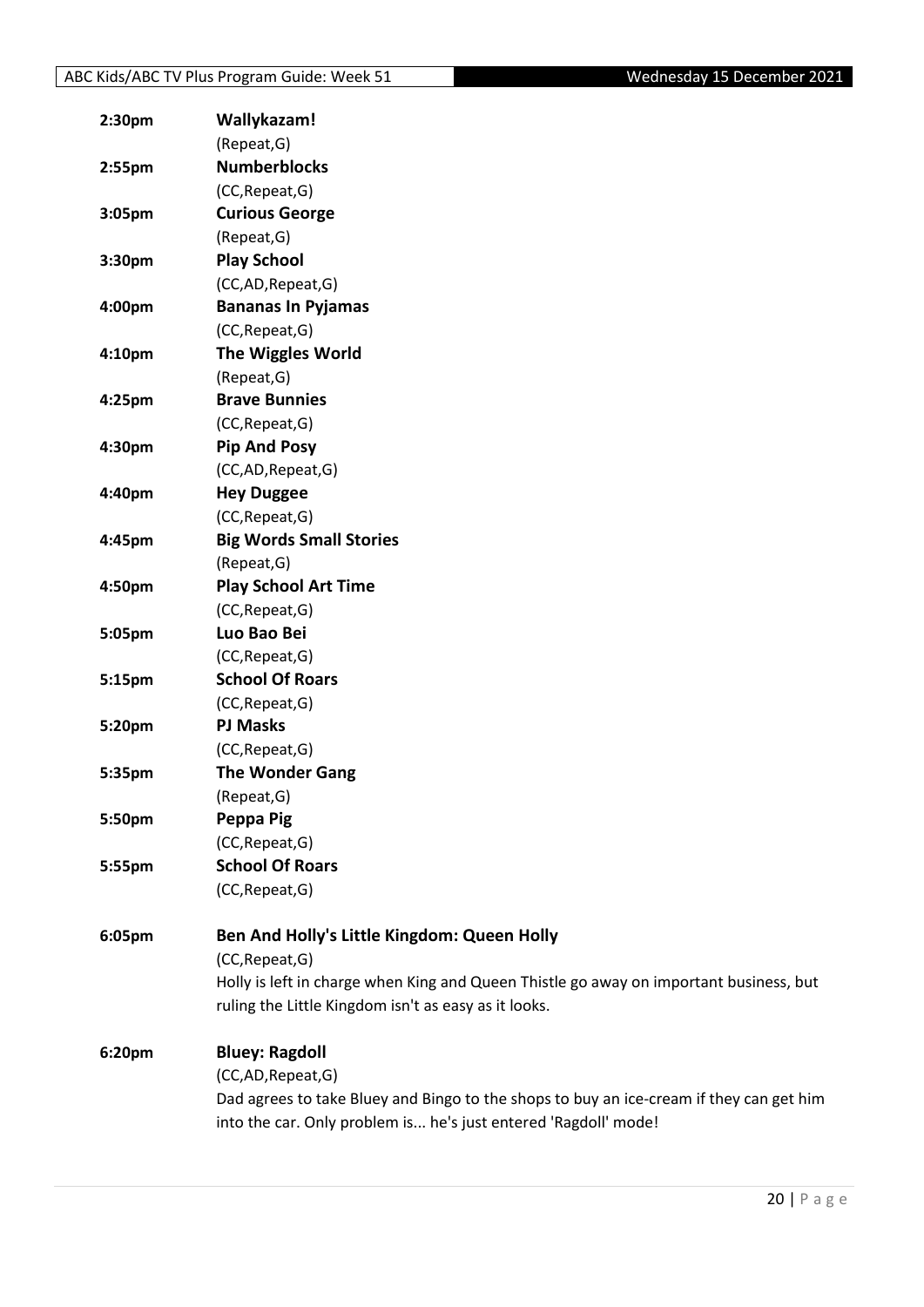| | |
|---|---|
| **2:30pm** | **Wallykazam!** |
| | (Repeat,G) |
| **2:55pm** | **Numberblocks** |
| | (CC,Repeat,G) |
| **3:05pm** | **Curious George** |
| | (Repeat,G) |
| **3:30pm** | **Play School** |
| | (CC,AD,Repeat,G) |
| **4:00pm** | **Bananas In Pyjamas** |
| | (CC,Repeat,G) |
| **4:10pm** | **The Wiggles World** |
| | (Repeat,G) |
| **4:25pm** | **Brave Bunnies** |
| | (CC,Repeat,G) |
| **4:30pm** | **Pip And Posy** |
| | (CC,AD,Repeat,G) |
| **4:40pm** | **Hey Duggee** |
| | (CC,Repeat,G) |
| **4:45pm** | **Big Words Small Stories** |
| | (Repeat,G) |
| **4:50pm** | **Play School Art Time** |
| | (CC,Repeat,G) |
| **5:05pm** | **Luo Bao Bei** |
| | (CC,Repeat,G) |
| **5:15pm** | **School Of Roars** |
| | (CC,Repeat,G) |
| **5:20pm** | **PJ Masks** |
| | (CC,Repeat,G) |
| **5:35pm** | **The Wonder Gang** |
| | (Repeat,G) |
| **5:50pm** | **Peppa Pig** |
| | (CC,Repeat,G) |
| **5:55pm** | **School Of Roars** |
| | (CC,Repeat,G) |

**6:05pm** **Ben And Holly's Little Kingdom: Queen Holly**

(CC,Repeat,G)

Holly is left in charge when King and Queen Thistle go away on important business, but ruling the Little Kingdom isn't as easy as it looks.

**6:20pm** **Bluey: Ragdoll**

(CC,AD,Repeat,G)

Dad agrees to take Bluey and Bingo to the shops to buy an ice-cream if they can get him into the car. Only problem is... he's just entered 'Ragdoll' mode!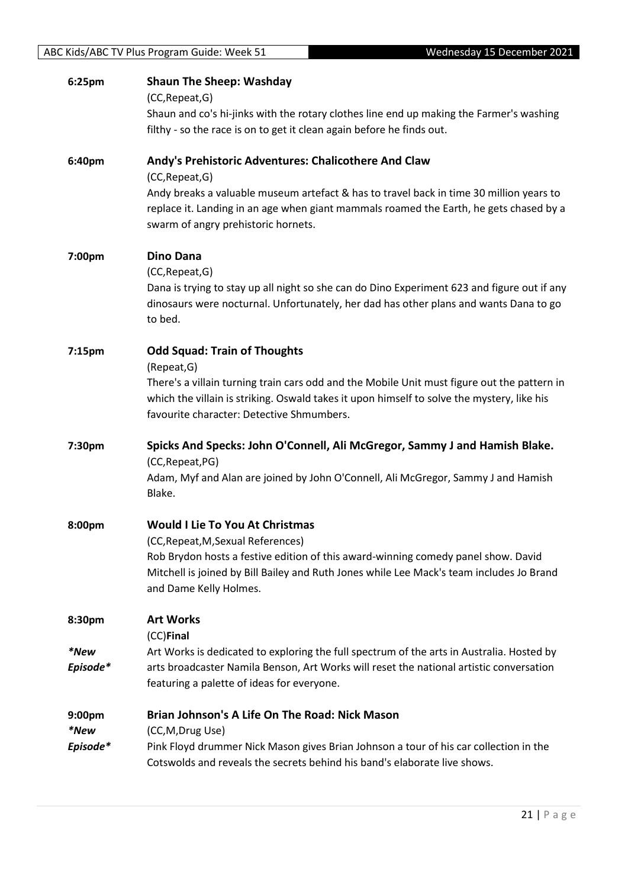**6:25pm** **Shaun The Sheep: Washday**

(CC,Repeat,G)

Shaun and co's hi-jinks with the rotary clothes line end up making the Farmer's washing filthy - so the race is on to get it clean again before he finds out.

**6:40pm** **Andy's Prehistoric Adventures: Chalicothere And Claw**

(CC,Repeat,G)

Andy breaks a valuable museum artefact & has to travel back in time 30 million years to replace it. Landing in an age when giant mammals roamed the Earth, he gets chased by a swarm of angry prehistoric hornets.

**7:00pm** **Dino Dana**

(CC,Repeat,G)

Dana is trying to stay up all night so she can do Dino Experiment 623 and figure out if any dinosaurs were nocturnal. Unfortunately, her dad has other plans and wants Dana to go to bed.

**7:15pm** **Odd Squad: Train of Thoughts**

(Repeat,G)

There's a villain turning train cars odd and the Mobile Unit must figure out the pattern in which the villain is striking. Oswald takes it upon himself to solve the mystery, like his favourite character: Detective Shmumbers.

**7:30pm** **Spicks And Specks: John O'Connell, Ali McGregor, Sammy J and Hamish Blake.**

(CC,Repeat,PG)

Adam, Myf and Alan are joined by John O'Connell, Ali McGregor, Sammy J and Hamish Blake.

**8:00pm** **Would I Lie To You At Christmas**

(CC,Repeat,M,Sexual References)

Rob Brydon hosts a festive edition of this award-winning comedy panel show. David Mitchell is joined by Bill Bailey and Ruth Jones while Lee Mack's team includes Jo Brand and Dame Kelly Holmes.

**8:30pm** **Art Works**

*New Episode*

(CC)**Final**

Art Works is dedicated to exploring the full spectrum of the arts in Australia. Hosted by arts broadcaster Namila Benson, Art Works will reset the national artistic conversation featuring a palette of ideas for everyone.

**9:00pm** **Brian Johnson's A Life On The Road: Nick Mason**

*New Episode*

(CC,M,Drug Use)

Pink Floyd drummer Nick Mason gives Brian Johnson a tour of his car collection in the Cotswolds and reveals the secrets behind his band's elaborate live shows.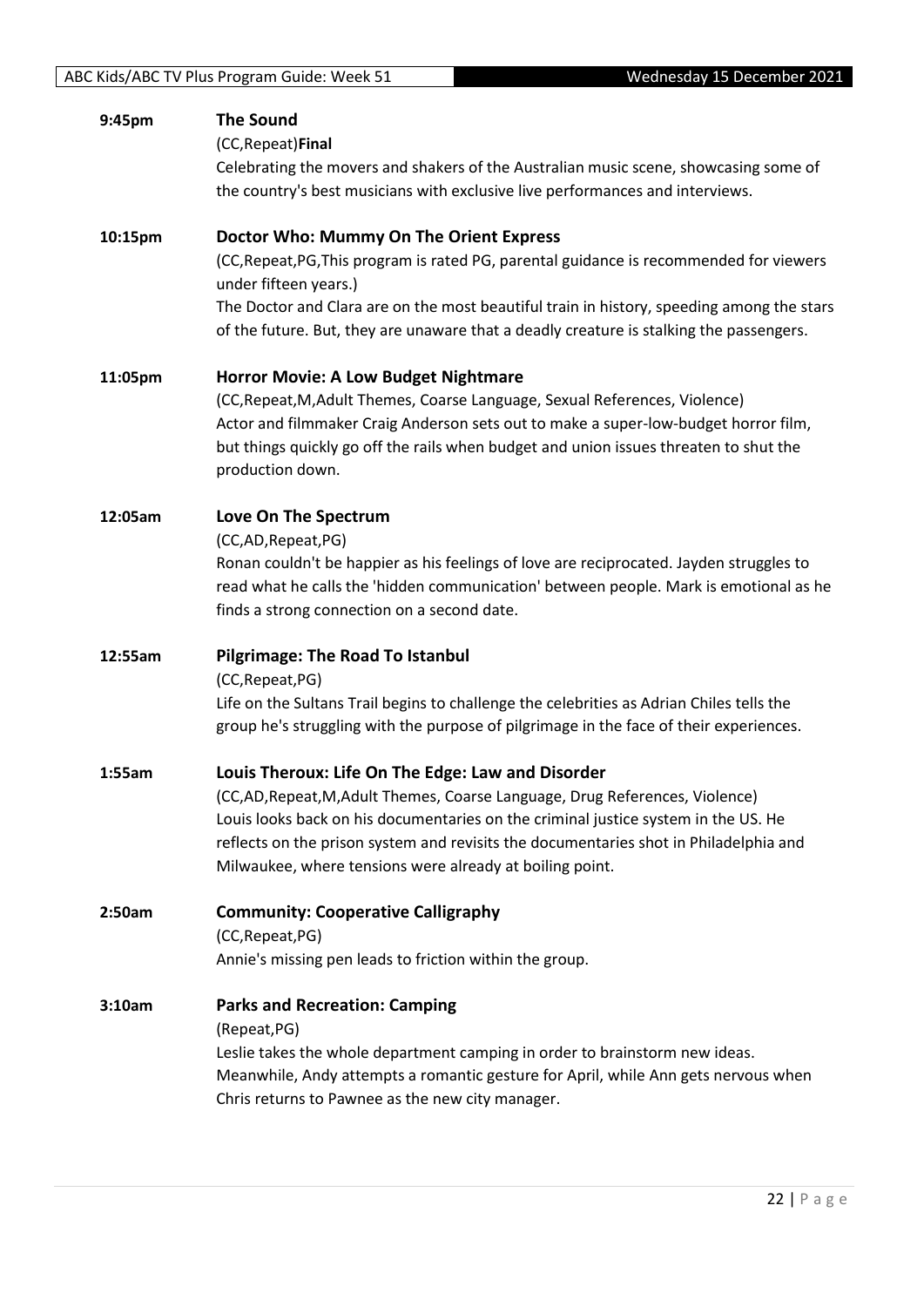**9:45pm** **The Sound**

(CC,Repeat)**Final**

Celebrating the movers and shakers of the Australian music scene, showcasing some of the country's best musicians with exclusive live performances and interviews.

**10:15pm** **Doctor Who: Mummy On The Orient Express**

(CC,Repeat,PG,This program is rated PG, parental guidance is recommended for viewers under fifteen years.)

The Doctor and Clara are on the most beautiful train in history, speeding among the stars of the future. But, they are unaware that a deadly creature is stalking the passengers.

**11:05pm** **Horror Movie: A Low Budget Nightmare**

(CC,Repeat,M,Adult Themes, Coarse Language, Sexual References, Violence)

Actor and filmmaker Craig Anderson sets out to make a super-low-budget horror film, but things quickly go off the rails when budget and union issues threaten to shut the production down.

**12:05am** **Love On The Spectrum**

(CC,AD,Repeat,PG)

Ronan couldn't be happier as his feelings of love are reciprocated. Jayden struggles to read what he calls the 'hidden communication' between people. Mark is emotional as he finds a strong connection on a second date.

**12:55am** **Pilgrimage: The Road To Istanbul**

(CC,Repeat,PG)

Life on the Sultans Trail begins to challenge the celebrities as Adrian Chiles tells the group he's struggling with the purpose of pilgrimage in the face of their experiences.

**1:55am** **Louis Theroux: Life On The Edge: Law and Disorder**

(CC,AD,Repeat,M,Adult Themes, Coarse Language, Drug References, Violence)

Louis looks back on his documentaries on the criminal justice system in the US. He reflects on the prison system and revisits the documentaries shot in Philadelphia and Milwaukee, where tensions were already at boiling point.

**2:50am** **Community: Cooperative Calligraphy**

(CC,Repeat,PG)

Annie's missing pen leads to friction within the group.

**3:10am** **Parks and Recreation: Camping**

(Repeat,PG)

Leslie takes the whole department camping in order to brainstorm new ideas. Meanwhile, Andy attempts a romantic gesture for April, while Ann gets nervous when Chris returns to Pawnee as the new city manager.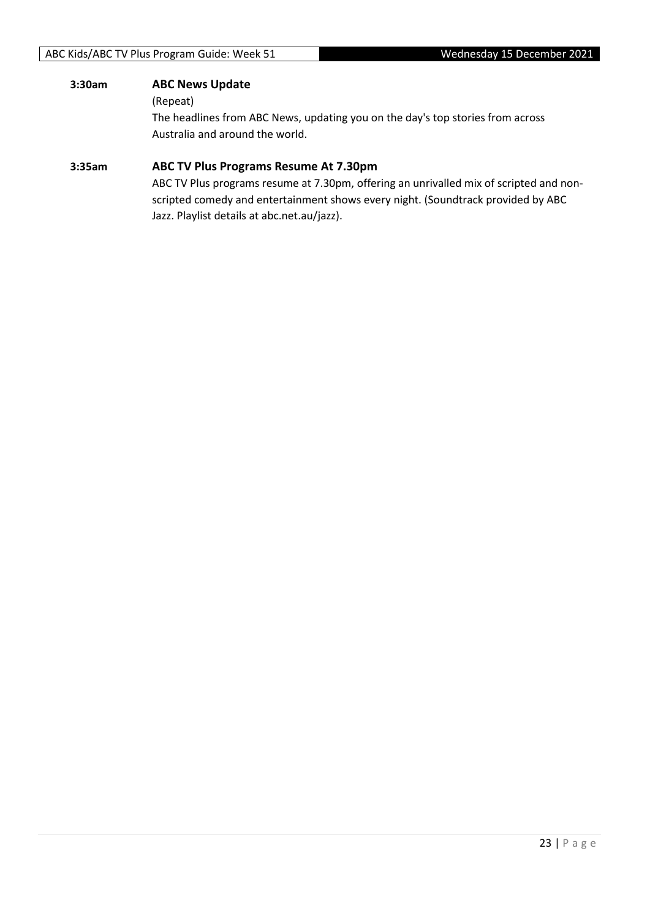**3:30am** **ABC News Update**

(Repeat)

The headlines from ABC News, updating you on the day's top stories from across Australia and around the world.

**3:35am** **ABC TV Plus Programs Resume At 7.30pm**

ABC TV Plus programs resume at 7.30pm, offering an unrivalled mix of scripted and non-scripted comedy and entertainment shows every night. (Soundtrack provided by ABC Jazz. Playlist details at abc.net.au/jazz).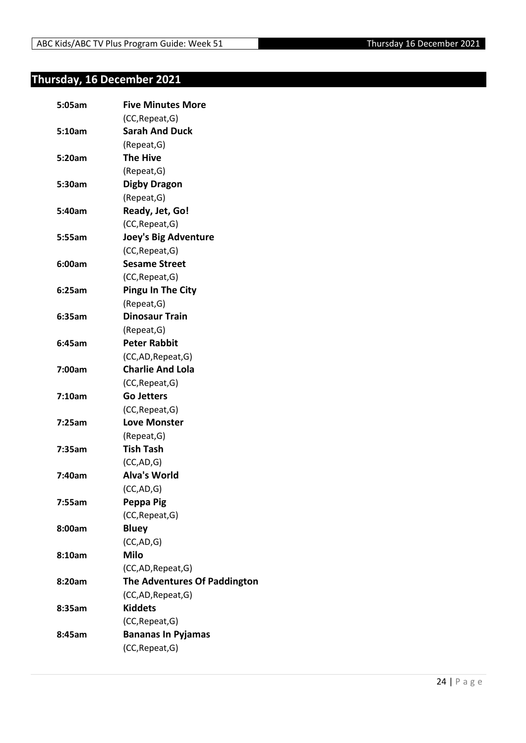# Thursday, 16 December 2021

| | |
|---|---|
| **5:05am** | **Five Minutes More** |
| | (CC,Repeat,G) |
| **5:10am** | **Sarah And Duck** |
| | (Repeat,G) |
| **5:20am** | **The Hive** |
| | (Repeat,G) |
| **5:30am** | **Digby Dragon** |
| | (Repeat,G) |
| **5:40am** | **Ready, Jet, Go!** |
| | (CC,Repeat,G) |
| **5:55am** | **Joey's Big Adventure** |
| | (CC,Repeat,G) |
| **6:00am** | **Sesame Street** |
| | (CC,Repeat,G) |
| **6:25am** | **Pingu In The City** |
| | (Repeat,G) |
| **6:35am** | **Dinosaur Train** |
| | (Repeat,G) |
| **6:45am** | **Peter Rabbit** |
| | (CC,AD,Repeat,G) |
| **7:00am** | **Charlie And Lola** |
| | (CC,Repeat,G) |
| **7:10am** | **Go Jetters** |
| | (CC,Repeat,G) |
| **7:25am** | **Love Monster** |
| | (Repeat,G) |
| **7:35am** | **Tish Tash** |
| | (CC,AD,G) |
| **7:40am** | **Alva's World** |
| | (CC,AD,G) |
| **7:55am** | **Peppa Pig** |
| | (CC,Repeat,G) |
| **8:00am** | **Bluey** |
| | (CC,AD,G) |
| **8:10am** | **Milo** |
| | (CC,AD,Repeat,G) |
| **8:20am** | **The Adventures Of Paddington** |
| | (CC,AD,Repeat,G) |
| **8:35am** | **Kiddets** |
| | (CC,Repeat,G) |
| **8:45am** | **Bananas In Pyjamas** |
| | (CC,Repeat,G) |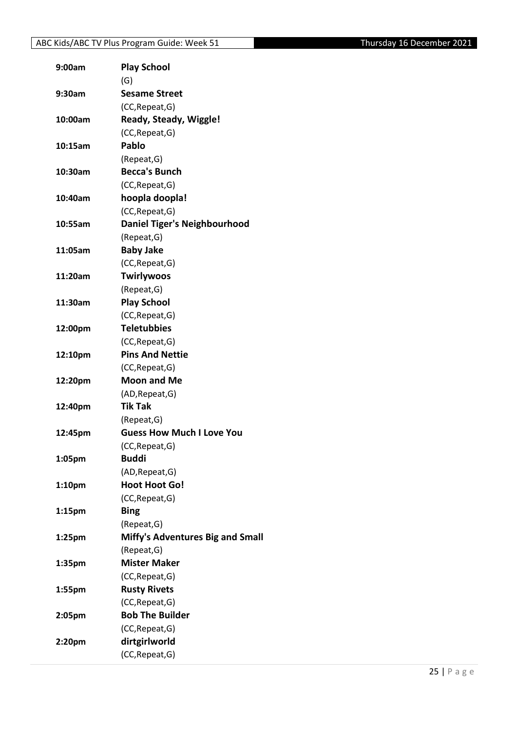| | |
|---|---|
| **9:00am** | **Play School** |
| | (G) |
| **9:30am** | **Sesame Street** |
| | (CC,Repeat,G) |
| **10:00am** | **Ready, Steady, Wiggle!** |
| | (CC,Repeat,G) |
| **10:15am** | **Pablo** |
| | (Repeat,G) |
| **10:30am** | **Becca's Bunch** |
| | (CC,Repeat,G) |
| **10:40am** | **hoopla doopla!** |
| | (CC,Repeat,G) |
| **10:55am** | **Daniel Tiger's Neighbourhood** |
| | (Repeat,G) |
| **11:05am** | **Baby Jake** |
| | (CC,Repeat,G) |
| **11:20am** | **Twirlywoos** |
| | (Repeat,G) |
| **11:30am** | **Play School** |
| | (CC,Repeat,G) |
| **12:00pm** | **Teletubbies** |
| | (CC,Repeat,G) |
| **12:10pm** | **Pins And Nettie** |
| | (CC,Repeat,G) |
| **12:20pm** | **Moon and Me** |
| | (AD,Repeat,G) |
| **12:40pm** | **Tik Tak** |
| | (Repeat,G) |
| **12:45pm** | **Guess How Much I Love You** |
| | (CC,Repeat,G) |
| **1:05pm** | **Buddi** |
| | (AD,Repeat,G) |
| **1:10pm** | **Hoot Hoot Go!** |
| | (CC,Repeat,G) |
| **1:15pm** | **Bing** |
| | (Repeat,G) |
| **1:25pm** | **Miffy's Adventures Big and Small** |
| | (Repeat,G) |
| **1:35pm** | **Mister Maker** |
| | (CC,Repeat,G) |
| **1:55pm** | **Rusty Rivets** |
| | (CC,Repeat,G) |
| **2:05pm** | **Bob The Builder** |
| | (CC,Repeat,G) |
| **2:20pm** | **dirtgirlworld** |
| | (CC,Repeat,G) |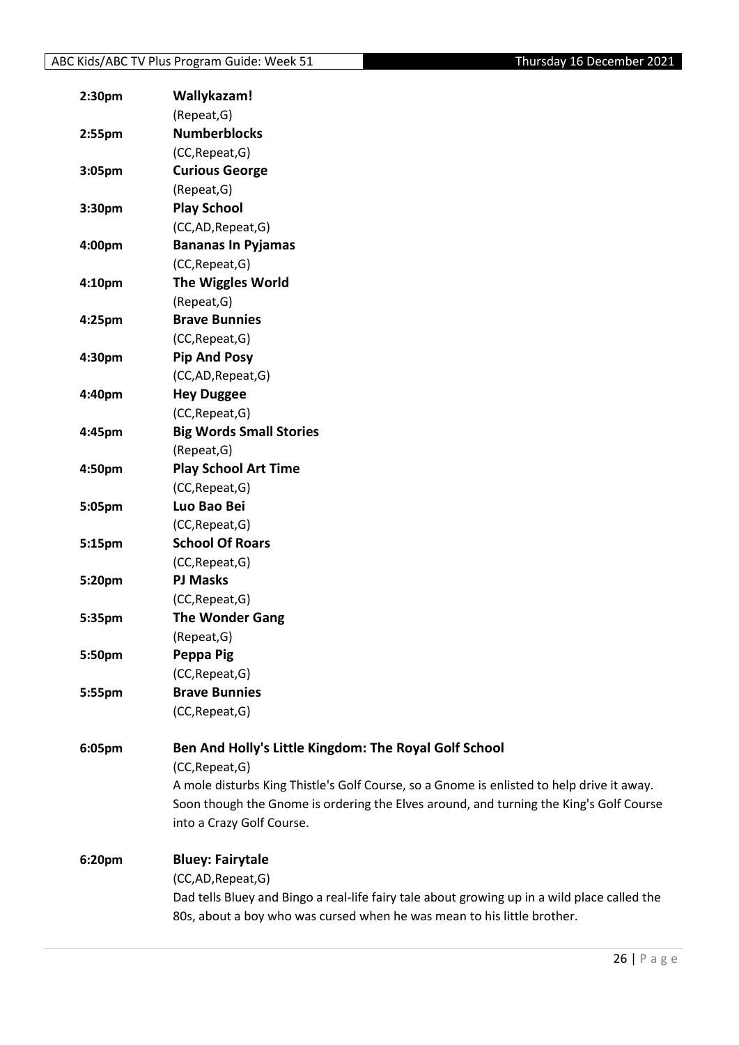**2:30pm** **Wallykazam!**
(Repeat,G)

**2:55pm** **Numberblocks**
(CC,Repeat,G)

**3:05pm** **Curious George**
(Repeat,G)

**3:30pm** **Play School**
(CC,AD,Repeat,G)

**4:00pm** **Bananas In Pyjamas**
(CC,Repeat,G)

**4:10pm** **The Wiggles World**
(Repeat,G)

**4:25pm** **Brave Bunnies**
(CC,Repeat,G)

**4:30pm** **Pip And Posy**
(CC,AD,Repeat,G)

**4:40pm** **Hey Duggee**
(CC,Repeat,G)

**4:45pm** **Big Words Small Stories**
(Repeat,G)

**4:50pm** **Play School Art Time**
(CC,Repeat,G)

**5:05pm** **Luo Bao Bei**
(CC,Repeat,G)

**5:15pm** **School Of Roars**
(CC,Repeat,G)

**5:20pm** **PJ Masks**
(CC,Repeat,G)

**5:35pm** **The Wonder Gang**
(Repeat,G)

**5:50pm** **Peppa Pig**
(CC,Repeat,G)

**5:55pm** **Brave Bunnies**
(CC,Repeat,G)

**6:05pm** **Ben And Holly's Little Kingdom: The Royal Golf School**
(CC,Repeat,G)
A mole disturbs King Thistle's Golf Course, so a Gnome is enlisted to help drive it away. Soon though the Gnome is ordering the Elves around, and turning the King's Golf Course into a Crazy Golf Course.

**6:20pm** **Bluey: Fairytale**
(CC,AD,Repeat,G)
Dad tells Bluey and Bingo a real-life fairy tale about growing up in a wild place called the 80s, about a boy who was cursed when he was mean to his little brother.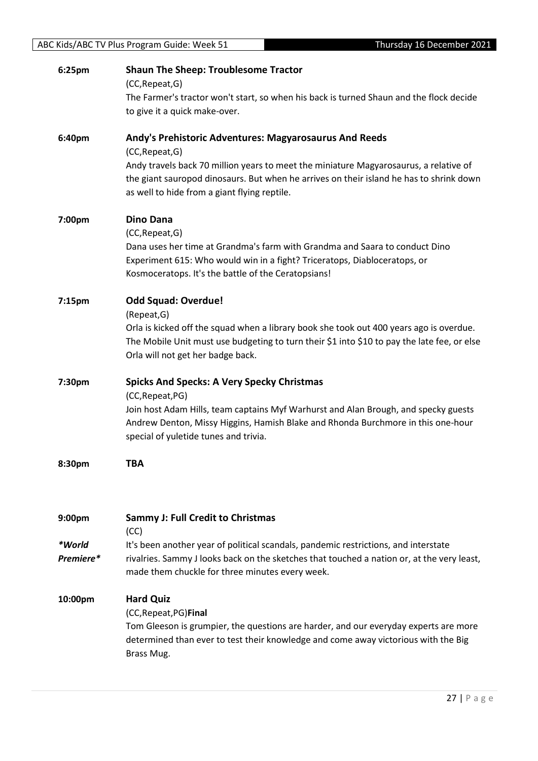**6:25pm** **Shaun The Sheep: Troublesome Tractor**

(CC,Repeat,G)

The Farmer's tractor won't start, so when his back is turned Shaun and the flock decide to give it a quick make-over.

**6:40pm** **Andy's Prehistoric Adventures: Magyarosaurus And Reeds**

(CC,Repeat,G)

Andy travels back 70 million years to meet the miniature Magyarosaurus, a relative of the giant sauropod dinosaurs. But when he arrives on their island he has to shrink down as well to hide from a giant flying reptile.

**7:00pm** **Dino Dana**

(CC,Repeat,G)

Dana uses her time at Grandma's farm with Grandma and Saara to conduct Dino Experiment 615: Who would win in a fight? Triceratops, Diabloceratops, or Kosmoceratops. It's the battle of the Ceratopsians!

**7:15pm** **Odd Squad: Overdue!**

(Repeat,G)

Orla is kicked off the squad when a library book she took out 400 years ago is overdue. The Mobile Unit must use budgeting to turn their $1 into $10 to pay the late fee, or else Orla will not get her badge back.

**7:30pm** **Spicks And Specks: A Very Specky Christmas**

(CC,Repeat,PG)

Join host Adam Hills, team captains Myf Warhurst and Alan Brough, and specky guests Andrew Denton, Missy Higgins, Hamish Blake and Rhonda Burchmore in this one-hour special of yuletide tunes and trivia.

**8:30pm** **TBA**

**9:00pm** **Sammy J: Full Credit to Christmas**

(CC)

*\*World Premiere\**

It's been another year of political scandals, pandemic restrictions, and interstate rivalries. Sammy J looks back on the sketches that touched a nation or, at the very least, made them chuckle for three minutes every week.

**10:00pm** **Hard Quiz**

(CC,Repeat,PG)**Final**

Tom Gleeson is grumpier, the questions are harder, and our everyday experts are more determined than ever to test their knowledge and come away victorious with the Big Brass Mug.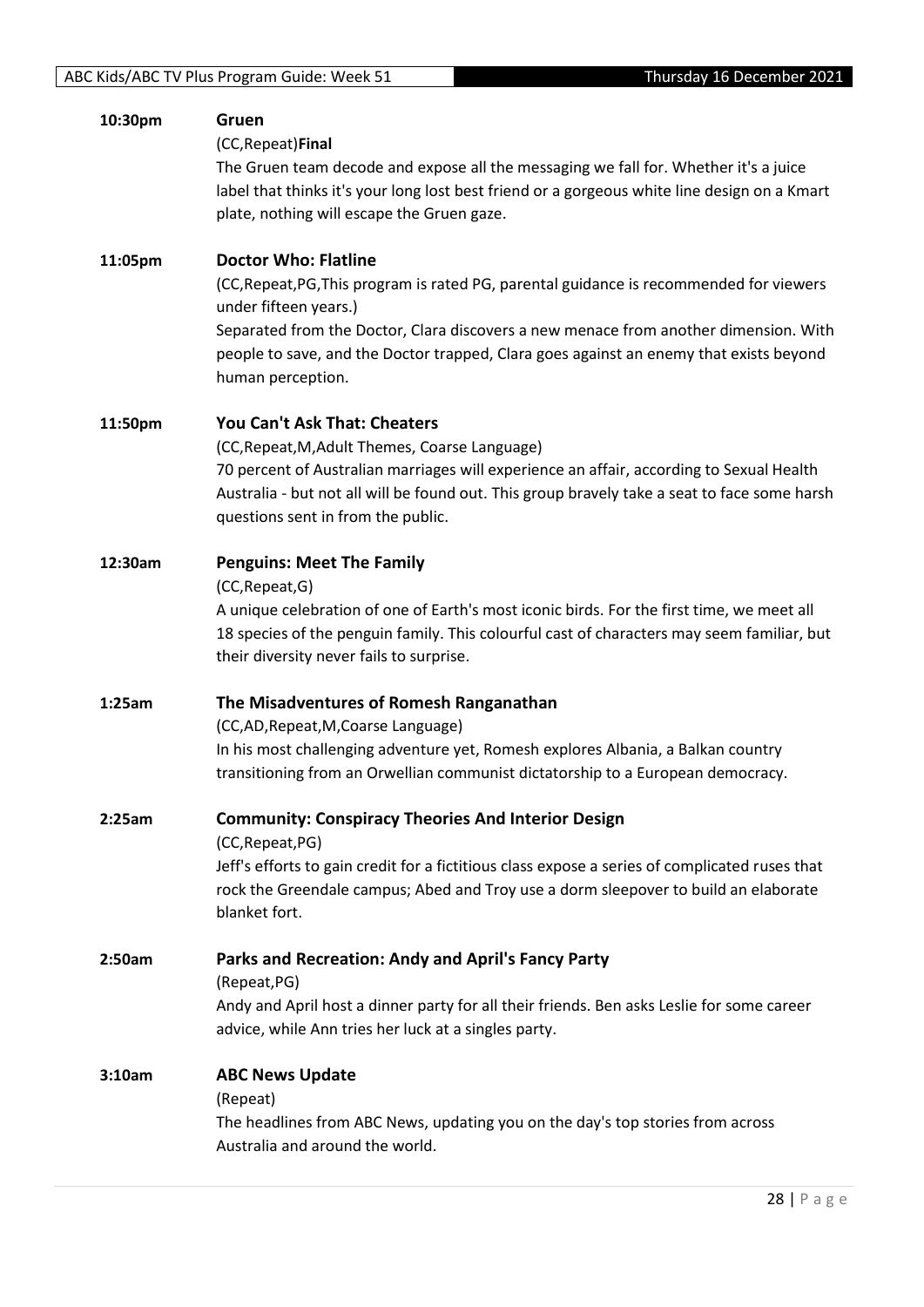**10:30pm** **Gruen**

(CC,Repeat)**Final**

The Gruen team decode and expose all the messaging we fall for. Whether it's a juice label that thinks it's your long lost best friend or a gorgeous white line design on a Kmart plate, nothing will escape the Gruen gaze.

**11:05pm** **Doctor Who: Flatline**

(CC,Repeat,PG,This program is rated PG, parental guidance is recommended for viewers under fifteen years.)

Separated from the Doctor, Clara discovers a new menace from another dimension. With people to save, and the Doctor trapped, Clara goes against an enemy that exists beyond human perception.

**11:50pm** **You Can't Ask That: Cheaters**

(CC,Repeat,M,Adult Themes, Coarse Language)

70 percent of Australian marriages will experience an affair, according to Sexual Health Australia - but not all will be found out. This group bravely take a seat to face some harsh questions sent in from the public.

**12:30am** **Penguins: Meet The Family**

(CC,Repeat,G)

A unique celebration of one of Earth's most iconic birds. For the first time, we meet all 18 species of the penguin family. This colourful cast of characters may seem familiar, but their diversity never fails to surprise.

**1:25am** **The Misadventures of Romesh Ranganathan**

(CC,AD,Repeat,M,Coarse Language)

In his most challenging adventure yet, Romesh explores Albania, a Balkan country transitioning from an Orwellian communist dictatorship to a European democracy.

**2:25am** **Community: Conspiracy Theories And Interior Design**

(CC,Repeat,PG)

Jeff's efforts to gain credit for a fictitious class expose a series of complicated ruses that rock the Greendale campus; Abed and Troy use a dorm sleepover to build an elaborate blanket fort.

**2:50am** **Parks and Recreation: Andy and April's Fancy Party**

(Repeat,PG)

Andy and April host a dinner party for all their friends. Ben asks Leslie for some career advice, while Ann tries her luck at a singles party.

**3:10am** **ABC News Update**

(Repeat)

The headlines from ABC News, updating you on the day's top stories from across Australia and around the world.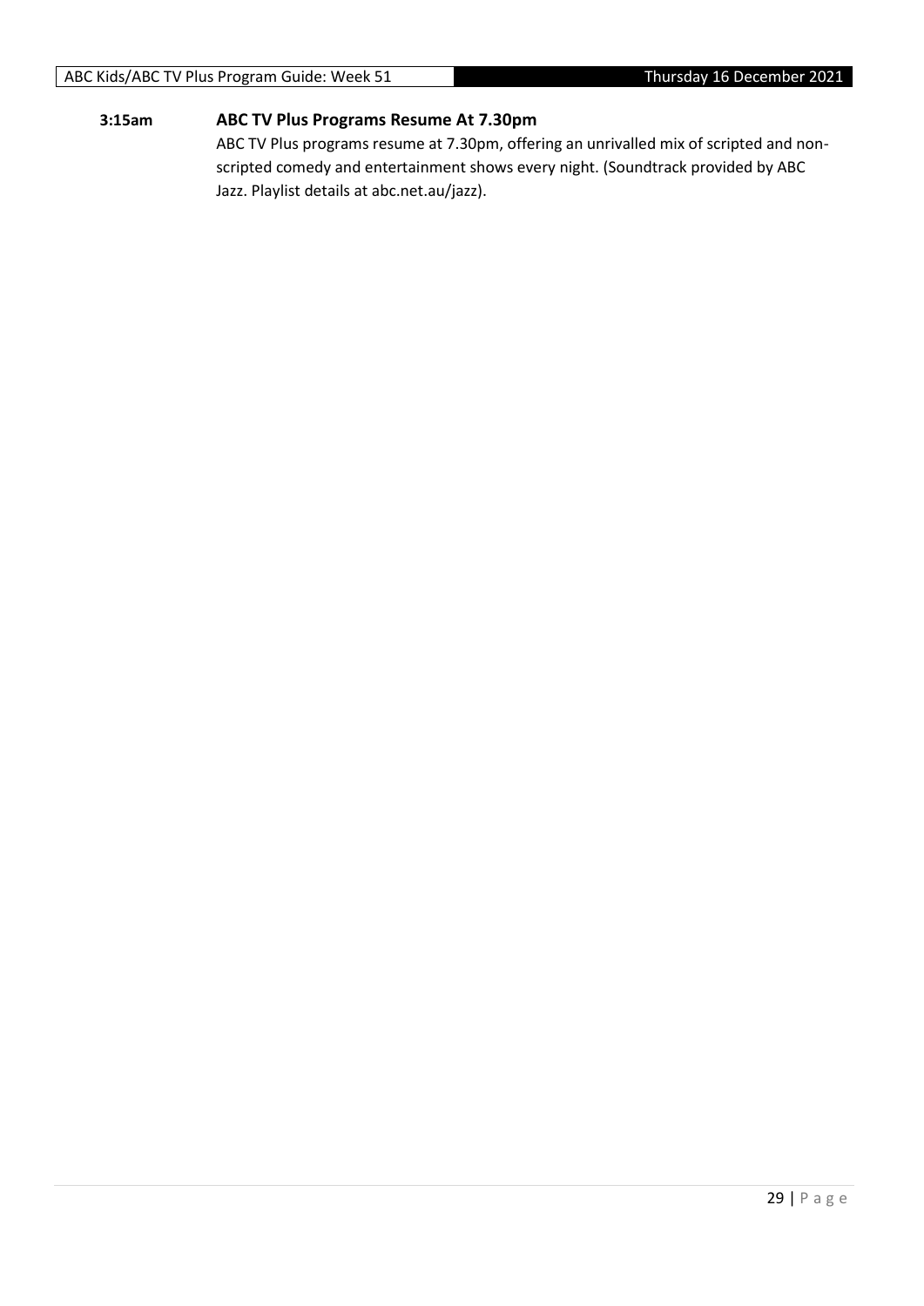**3:15am** **ABC TV Plus Programs Resume At 7.30pm**

ABC TV Plus programs resume at 7.30pm, offering an unrivalled mix of scripted and non-scripted comedy and entertainment shows every night. (Soundtrack provided by ABC Jazz. Playlist details at abc.net.au/jazz).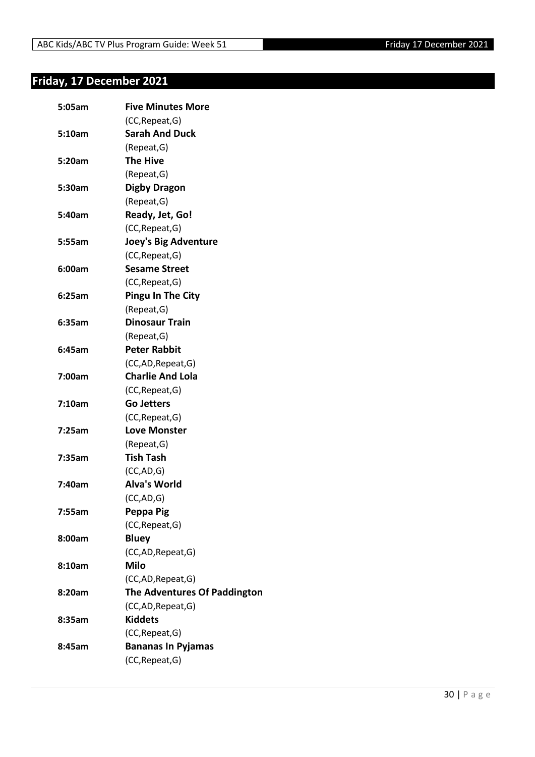## Friday, 17 December 2021

| | |
|---|---|
| **5:05am** | **Five Minutes More** |
| | (CC,Repeat,G) |
| **5:10am** | **Sarah And Duck** |
| | (Repeat,G) |
| **5:20am** | **The Hive** |
| | (Repeat,G) |
| **5:30am** | **Digby Dragon** |
| | (Repeat,G) |
| **5:40am** | **Ready, Jet, Go!** |
| | (CC,Repeat,G) |
| **5:55am** | **Joey's Big Adventure** |
| | (CC,Repeat,G) |
| **6:00am** | **Sesame Street** |
| | (CC,Repeat,G) |
| **6:25am** | **Pingu In The City** |
| | (Repeat,G) |
| **6:35am** | **Dinosaur Train** |
| | (Repeat,G) |
| **6:45am** | **Peter Rabbit** |
| | (CC,AD,Repeat,G) |
| **7:00am** | **Charlie And Lola** |
| | (CC,Repeat,G) |
| **7:10am** | **Go Jetters** |
| | (CC,Repeat,G) |
| **7:25am** | **Love Monster** |
| | (Repeat,G) |
| **7:35am** | **Tish Tash** |
| | (CC,AD,G) |
| **7:40am** | **Alva's World** |
| | (CC,AD,G) |
| **7:55am** | **Peppa Pig** |
| | (CC,Repeat,G) |
| **8:00am** | **Bluey** |
| | (CC,AD,Repeat,G) |
| **8:10am** | **Milo** |
| | (CC,AD,Repeat,G) |
| **8:20am** | **The Adventures Of Paddington** |
| | (CC,AD,Repeat,G) |
| **8:35am** | **Kiddets** |
| | (CC,Repeat,G) |
| **8:45am** | **Bananas In Pyjamas** |
| | (CC,Repeat,G) |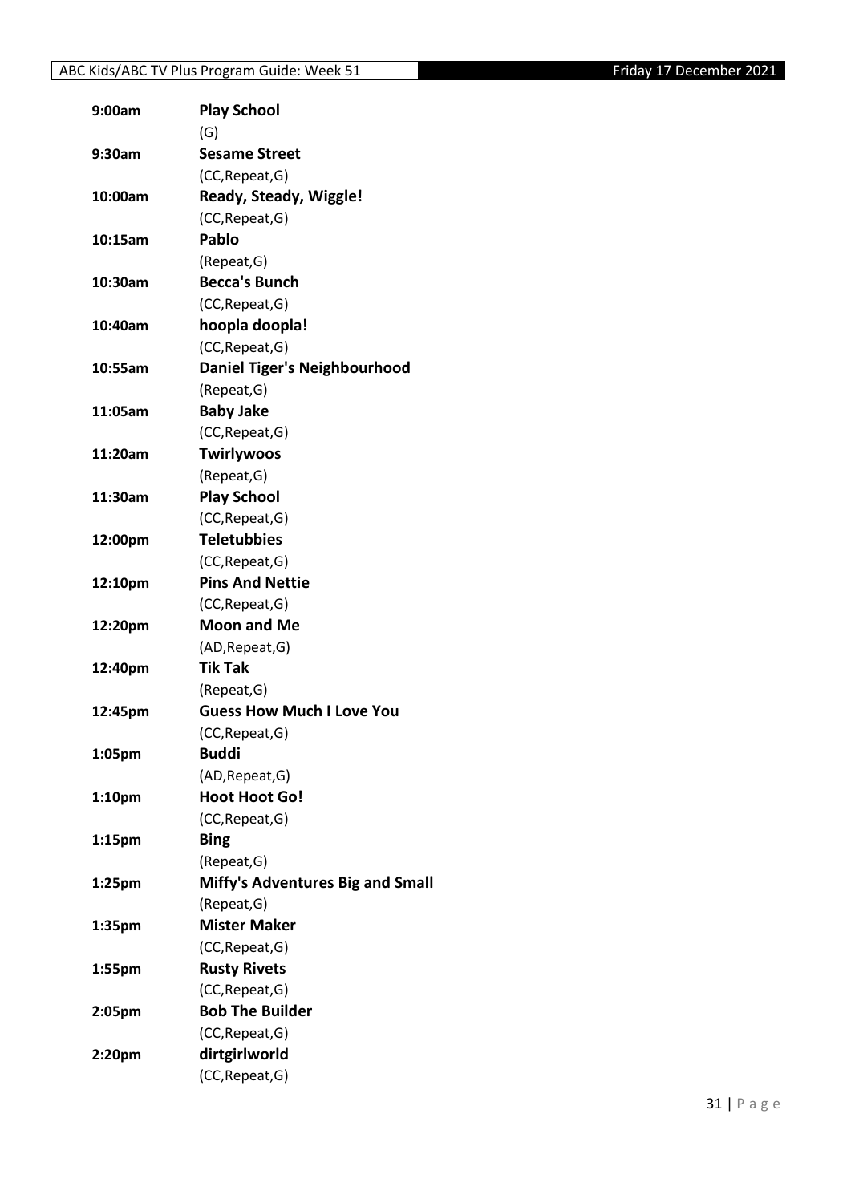| | |
|---|---|
| **9:00am** | **Play School** |
| | (G) |
| **9:30am** | **Sesame Street** |
| | (CC,Repeat,G) |
| **10:00am** | **Ready, Steady, Wiggle!** |
| | (CC,Repeat,G) |
| **10:15am** | **Pablo** |
| | (Repeat,G) |
| **10:30am** | **Becca's Bunch** |
| | (CC,Repeat,G) |
| **10:40am** | **hoopla doopla!** |
| | (CC,Repeat,G) |
| **10:55am** | **Daniel Tiger's Neighbourhood** |
| | (Repeat,G) |
| **11:05am** | **Baby Jake** |
| | (CC,Repeat,G) |
| **11:20am** | **Twirlywoos** |
| | (Repeat,G) |
| **11:30am** | **Play School** |
| | (CC,Repeat,G) |
| **12:00pm** | **Teletubbies** |
| | (CC,Repeat,G) |
| **12:10pm** | **Pins And Nettie** |
| | (CC,Repeat,G) |
| **12:20pm** | **Moon and Me** |
| | (AD,Repeat,G) |
| **12:40pm** | **Tik Tak** |
| | (Repeat,G) |
| **12:45pm** | **Guess How Much I Love You** |
| | (CC,Repeat,G) |
| **1:05pm** | **Buddi** |
| | (AD,Repeat,G) |
| **1:10pm** | **Hoot Hoot Go!** |
| | (CC,Repeat,G) |
| **1:15pm** | **Bing** |
| | (Repeat,G) |
| **1:25pm** | **Miffy's Adventures Big and Small** |
| | (Repeat,G) |
| **1:35pm** | **Mister Maker** |
| | (CC,Repeat,G) |
| **1:55pm** | **Rusty Rivets** |
| | (CC,Repeat,G) |
| **2:05pm** | **Bob The Builder** |
| | (CC,Repeat,G) |
| **2:20pm** | **dirtgirlworld** |
| | (CC,Repeat,G) |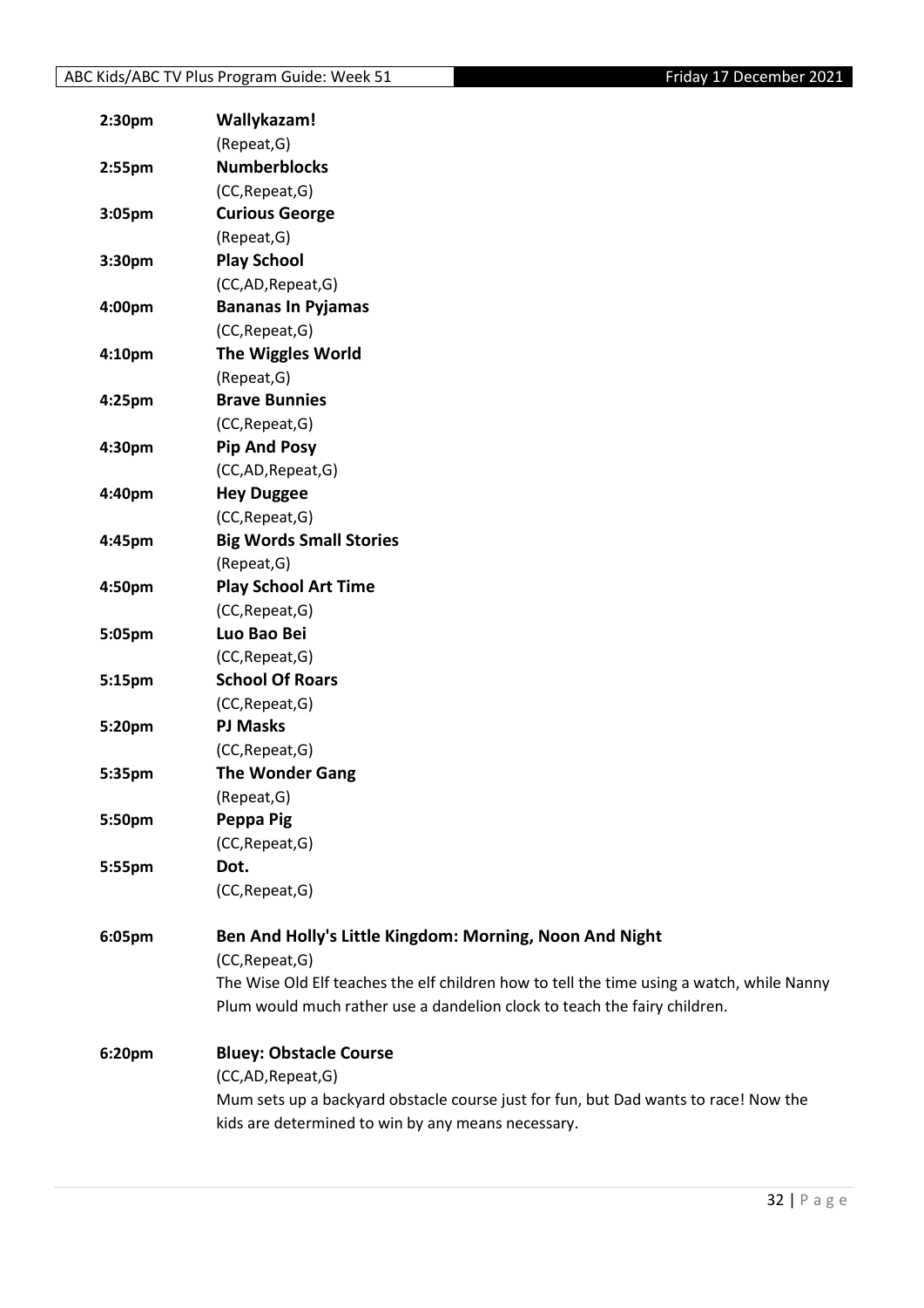| | |
|---|---|
| 2:30pm | **Wallykazam!** (Repeat,G) |
| 2:55pm | **Numberblocks** (CC,Repeat,G) |
| 3:05pm | **Curious George** (Repeat,G) |
| 3:30pm | **Play School** (CC,AD,Repeat,G) |
| 4:00pm | **Bananas In Pyjamas** (CC,Repeat,G) |
| 4:10pm | **The Wiggles World** (Repeat,G) |
| 4:25pm | **Brave Bunnies** (CC,Repeat,G) |
| 4:30pm | **Pip And Posy** (CC,AD,Repeat,G) |
| 4:40pm | **Hey Duggee** (CC,Repeat,G) |
| 4:45pm | **Big Words Small Stories** (Repeat,G) |
| 4:50pm | **Play School Art Time** (CC,Repeat,G) |
| 5:05pm | **Luo Bao Bei** (CC,Repeat,G) |
| 5:15pm | **School Of Roars** (CC,Repeat,G) |
| 5:20pm | **PJ Masks** (CC,Repeat,G) |
| 5:35pm | **The Wonder Gang** (Repeat,G) |
| 5:50pm | **Peppa Pig** (CC,Repeat,G) |
| 5:55pm | **Dot.** (CC,Repeat,G) |

**6:05pm** **Ben And Holly's Little Kingdom: Morning, Noon And Night**

(CC,Repeat,G)

The Wise Old Elf teaches the elf children how to tell the time using a watch, while Nanny Plum would much rather use a dandelion clock to teach the fairy children.

**6:20pm** **Bluey: Obstacle Course**

(CC,AD,Repeat,G)

Mum sets up a backyard obstacle course just for fun, but Dad wants to race! Now the kids are determined to win by any means necessary.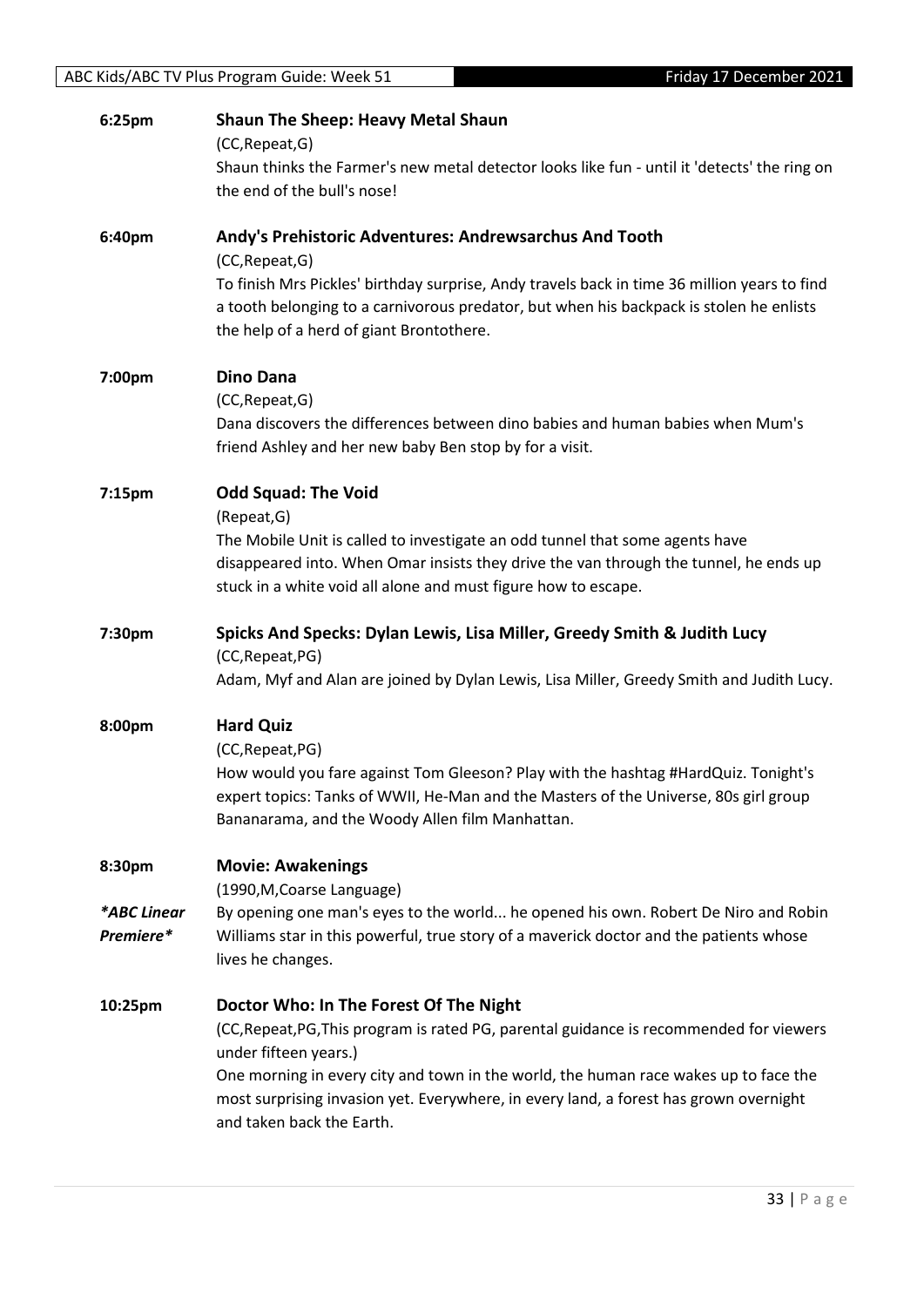**6:25pm** **Shaun The Sheep: Heavy Metal Shaun**

(CC,Repeat,G)

Shaun thinks the Farmer's new metal detector looks like fun - until it 'detects' the ring on the end of the bull's nose!

**6:40pm** **Andy's Prehistoric Adventures: Andrewsarchus And Tooth**

(CC,Repeat,G)

To finish Mrs Pickles' birthday surprise, Andy travels back in time 36 million years to find a tooth belonging to a carnivorous predator, but when his backpack is stolen he enlists the help of a herd of giant Brontothere.

**7:00pm** **Dino Dana**

(CC,Repeat,G)

Dana discovers the differences between dino babies and human babies when Mum's friend Ashley and her new baby Ben stop by for a visit.

**7:15pm** **Odd Squad: The Void**

(Repeat,G)

The Mobile Unit is called to investigate an odd tunnel that some agents have disappeared into. When Omar insists they drive the van through the tunnel, he ends up stuck in a white void all alone and must figure how to escape.

**7:30pm** **Spicks And Specks: Dylan Lewis, Lisa Miller, Greedy Smith & Judith Lucy**

(CC,Repeat,PG)

Adam, Myf and Alan are joined by Dylan Lewis, Lisa Miller, Greedy Smith and Judith Lucy.

**8:00pm** **Hard Quiz**

(CC,Repeat,PG)

How would you fare against Tom Gleeson? Play with the hashtag #HardQuiz. Tonight's expert topics: Tanks of WWII, He-Man and the Masters of the Universe, 80s girl group Bananarama, and the Woody Allen film Manhattan.

**8:30pm** **Movie: Awakenings**

*\*ABC Linear Premiere\**

(1990,M,Coarse Language)

By opening one man's eyes to the world... he opened his own. Robert De Niro and Robin Williams star in this powerful, true story of a maverick doctor and the patients whose lives he changes.

**10:25pm** **Doctor Who: In The Forest Of The Night**

(CC,Repeat,PG,This program is rated PG, parental guidance is recommended for viewers under fifteen years.)

One morning in every city and town in the world, the human race wakes up to face the most surprising invasion yet. Everywhere, in every land, a forest has grown overnight and taken back the Earth.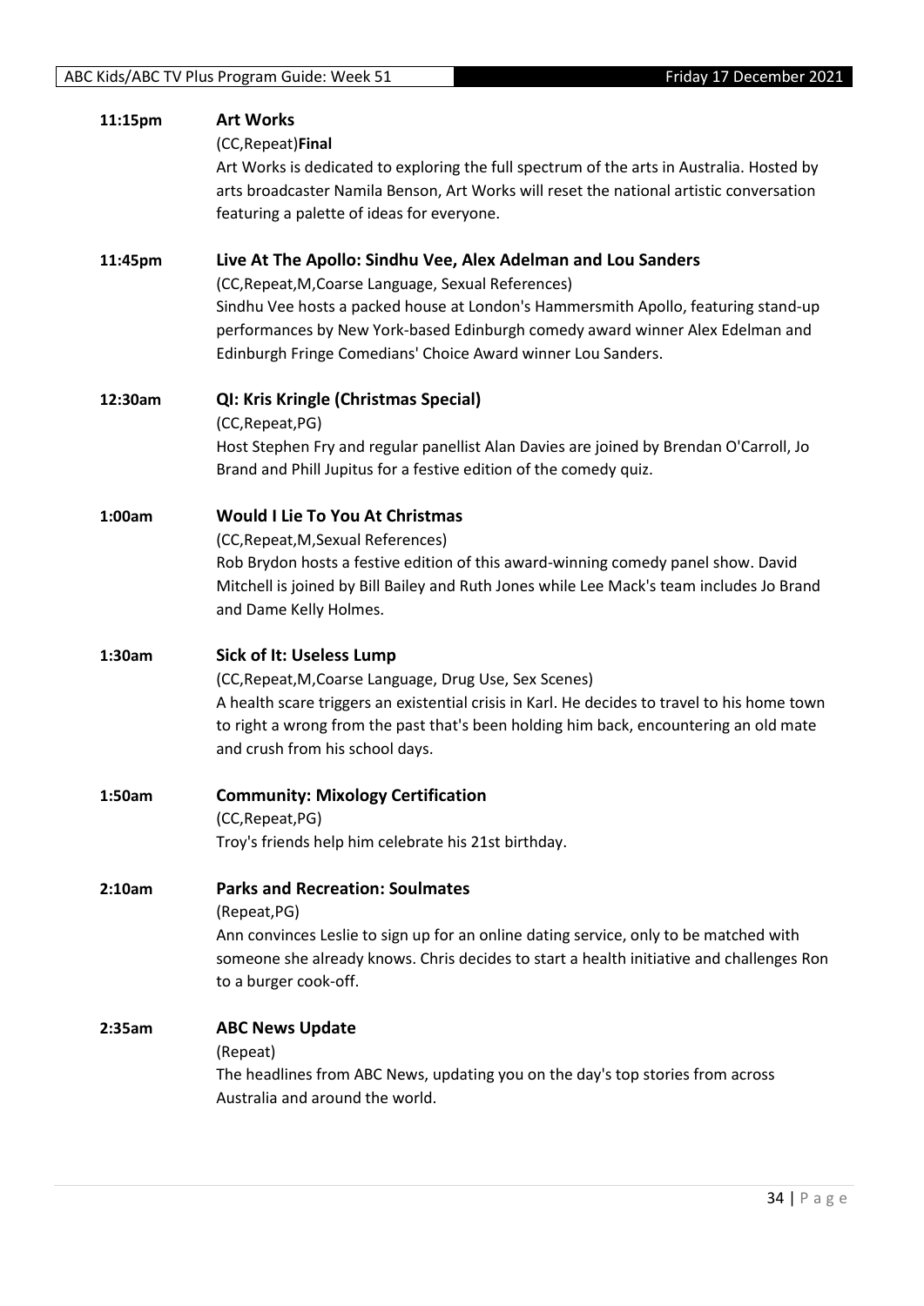**11:15pm** **Art Works**

(CC,Repeat)**Final**

Art Works is dedicated to exploring the full spectrum of the arts in Australia. Hosted by arts broadcaster Namila Benson, Art Works will reset the national artistic conversation featuring a palette of ideas for everyone.

**11:45pm** **Live At The Apollo: Sindhu Vee, Alex Adelman and Lou Sanders**

(CC,Repeat,M,Coarse Language, Sexual References)

Sindhu Vee hosts a packed house at London's Hammersmith Apollo, featuring stand-up performances by New York-based Edinburgh comedy award winner Alex Edelman and Edinburgh Fringe Comedians' Choice Award winner Lou Sanders.

**12:30am** **QI: Kris Kringle (Christmas Special)**

(CC,Repeat,PG)

Host Stephen Fry and regular panellist Alan Davies are joined by Brendan O'Carroll, Jo Brand and Phill Jupitus for a festive edition of the comedy quiz.

**1:00am** **Would I Lie To You At Christmas**

(CC,Repeat,M,Sexual References)

Rob Brydon hosts a festive edition of this award-winning comedy panel show. David Mitchell is joined by Bill Bailey and Ruth Jones while Lee Mack's team includes Jo Brand and Dame Kelly Holmes.

**1:30am** **Sick of It: Useless Lump**

(CC,Repeat,M,Coarse Language, Drug Use, Sex Scenes)

A health scare triggers an existential crisis in Karl. He decides to travel to his home town to right a wrong from the past that's been holding him back, encountering an old mate and crush from his school days.

**1:50am** **Community: Mixology Certification**

(CC,Repeat,PG)

Troy's friends help him celebrate his 21st birthday.

**2:10am** **Parks and Recreation: Soulmates**

(Repeat,PG)

Ann convinces Leslie to sign up for an online dating service, only to be matched with someone she already knows. Chris decides to start a health initiative and challenges Ron to a burger cook-off.

**2:35am** **ABC News Update**

(Repeat)

The headlines from ABC News, updating you on the day's top stories from across Australia and around the world.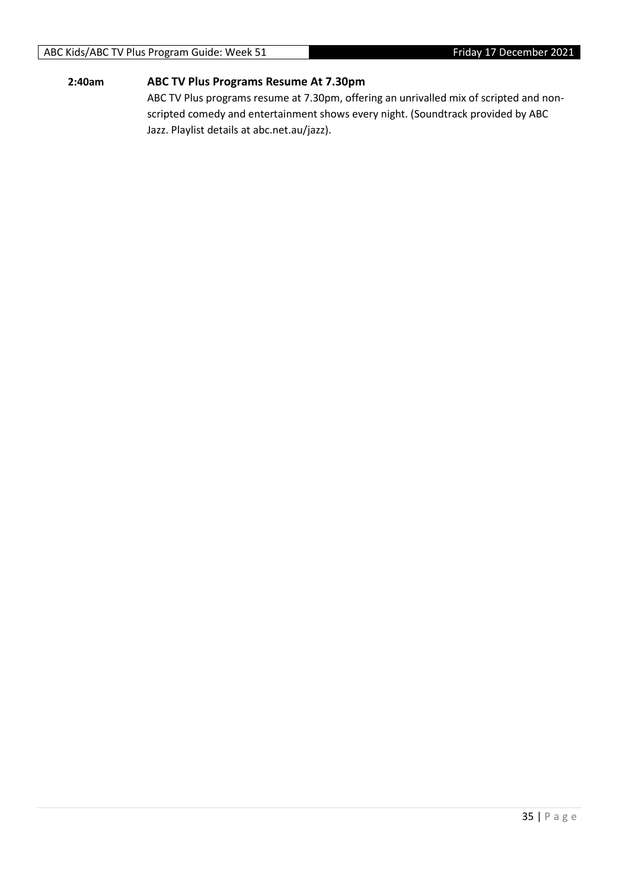**2:40am** **ABC TV Plus Programs Resume At 7.30pm**

ABC TV Plus programs resume at 7.30pm, offering an unrivalled mix of scripted and non-scripted comedy and entertainment shows every night. (Soundtrack provided by ABC Jazz. Playlist details at abc.net.au/jazz).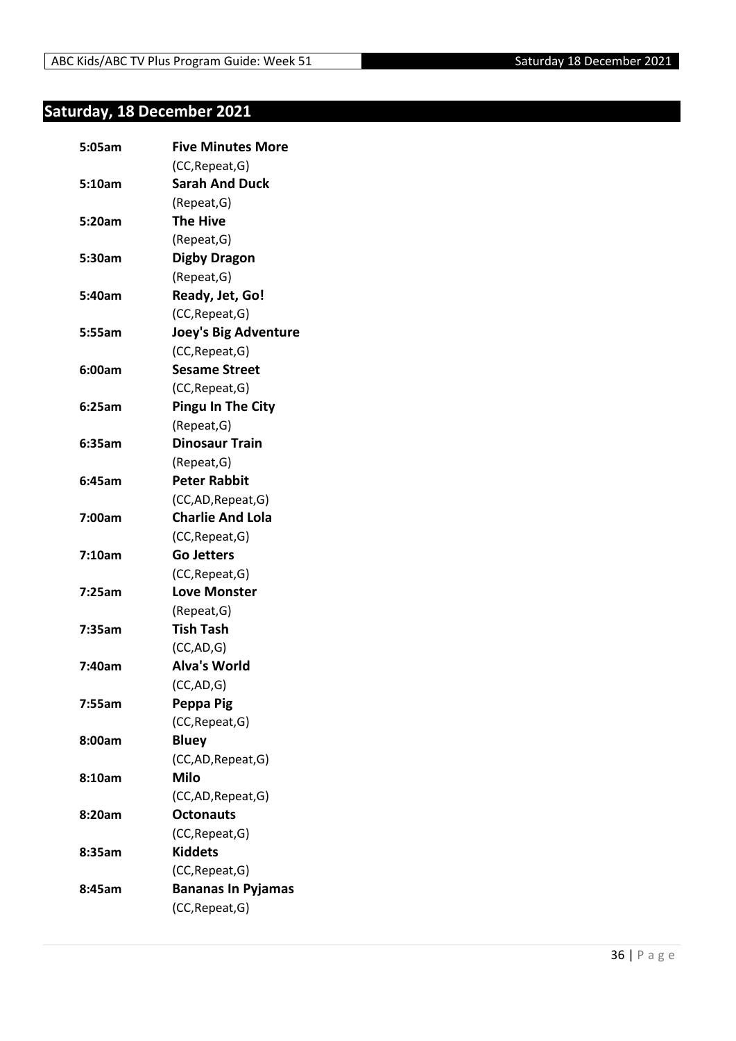## Saturday, 18 December 2021

| | |
|---|---|
| **5:05am** | **Five Minutes More** |
| | (CC,Repeat,G) |
| **5:10am** | **Sarah And Duck** |
| | (Repeat,G) |
| **5:20am** | **The Hive** |
| | (Repeat,G) |
| **5:30am** | **Digby Dragon** |
| | (Repeat,G) |
| **5:40am** | **Ready, Jet, Go!** |
| | (CC,Repeat,G) |
| **5:55am** | **Joey's Big Adventure** |
| | (CC,Repeat,G) |
| **6:00am** | **Sesame Street** |
| | (CC,Repeat,G) |
| **6:25am** | **Pingu In The City** |
| | (Repeat,G) |
| **6:35am** | **Dinosaur Train** |
| | (Repeat,G) |
| **6:45am** | **Peter Rabbit** |
| | (CC,AD,Repeat,G) |
| **7:00am** | **Charlie And Lola** |
| | (CC,Repeat,G) |
| **7:10am** | **Go Jetters** |
| | (CC,Repeat,G) |
| **7:25am** | **Love Monster** |
| | (Repeat,G) |
| **7:35am** | **Tish Tash** |
| | (CC,AD,G) |
| **7:40am** | **Alva's World** |
| | (CC,AD,G) |
| **7:55am** | **Peppa Pig** |
| | (CC,Repeat,G) |
| **8:00am** | **Bluey** |
| | (CC,AD,Repeat,G) |
| **8:10am** | **Milo** |
| | (CC,AD,Repeat,G) |
| **8:20am** | **Octonauts** |
| | (CC,Repeat,G) |
| **8:35am** | **Kiddets** |
| | (CC,Repeat,G) |
| **8:45am** | **Bananas In Pyjamas** |
| | (CC,Repeat,G) |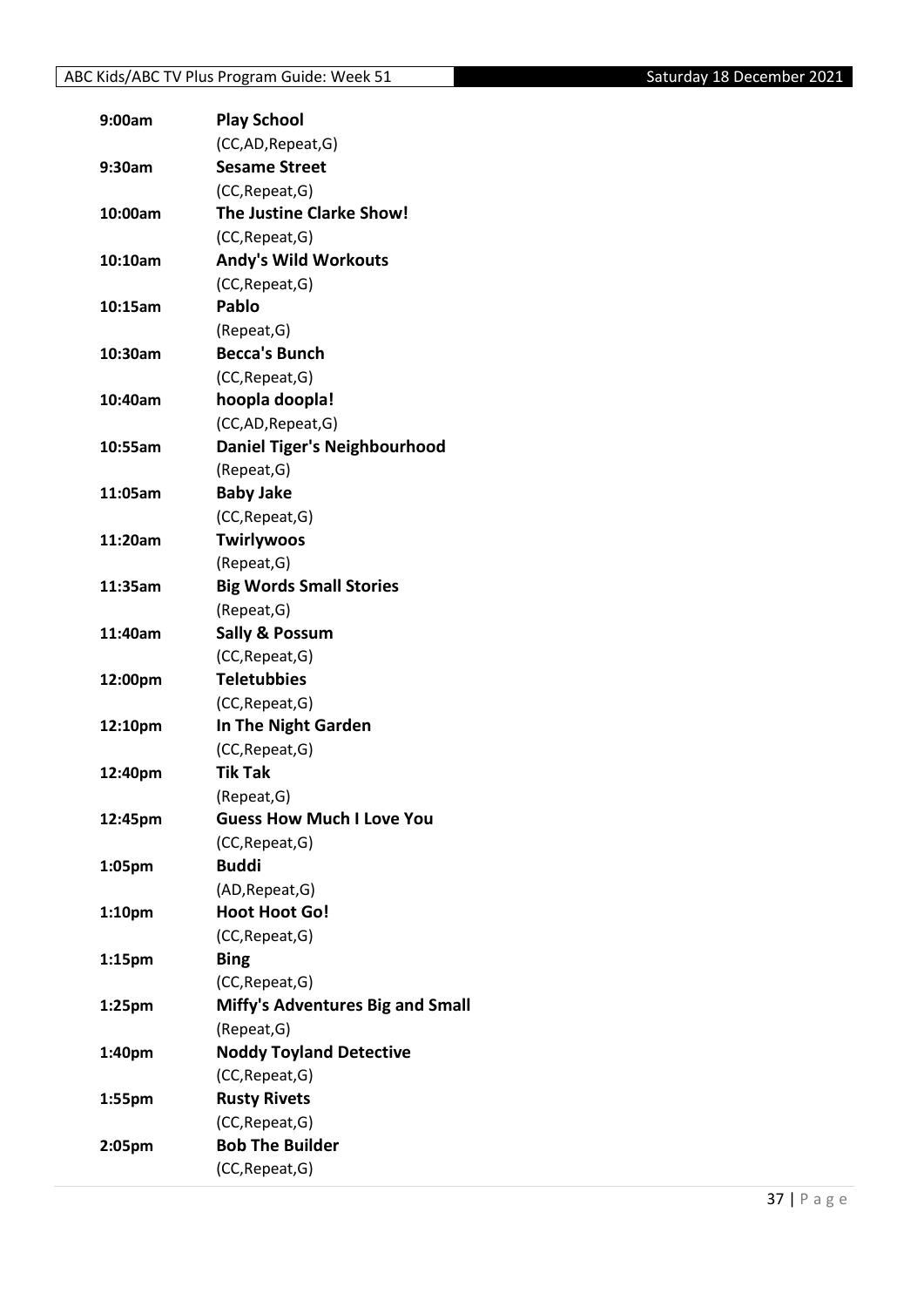| | |
|---|---|
| **9:00am** | **Play School** |
| | (CC,AD,Repeat,G) |
| **9:30am** | **Sesame Street** |
| | (CC,Repeat,G) |
| **10:00am** | **The Justine Clarke Show!** |
| | (CC,Repeat,G) |
| **10:10am** | **Andy's Wild Workouts** |
| | (CC,Repeat,G) |
| **10:15am** | **Pablo** |
| | (Repeat,G) |
| **10:30am** | **Becca's Bunch** |
| | (CC,Repeat,G) |
| **10:40am** | **hoopla doopla!** |
| | (CC,AD,Repeat,G) |
| **10:55am** | **Daniel Tiger's Neighbourhood** |
| | (Repeat,G) |
| **11:05am** | **Baby Jake** |
| | (CC,Repeat,G) |
| **11:20am** | **Twirlywoos** |
| | (Repeat,G) |
| **11:35am** | **Big Words Small Stories** |
| | (Repeat,G) |
| **11:40am** | **Sally & Possum** |
| | (CC,Repeat,G) |
| **12:00pm** | **Teletubbies** |
| | (CC,Repeat,G) |
| **12:10pm** | **In The Night Garden** |
| | (CC,Repeat,G) |
| **12:40pm** | **Tik Tak** |
| | (Repeat,G) |
| **12:45pm** | **Guess How Much I Love You** |
| | (CC,Repeat,G) |
| **1:05pm** | **Buddi** |
| | (AD,Repeat,G) |
| **1:10pm** | **Hoot Hoot Go!** |
| | (CC,Repeat,G) |
| **1:15pm** | **Bing** |
| | (CC,Repeat,G) |
| **1:25pm** | **Miffy's Adventures Big and Small** |
| | (Repeat,G) |
| **1:40pm** | **Noddy Toyland Detective** |
| | (CC,Repeat,G) |
| **1:55pm** | **Rusty Rivets** |
| | (CC,Repeat,G) |
| **2:05pm** | **Bob The Builder** |
| | (CC,Repeat,G) |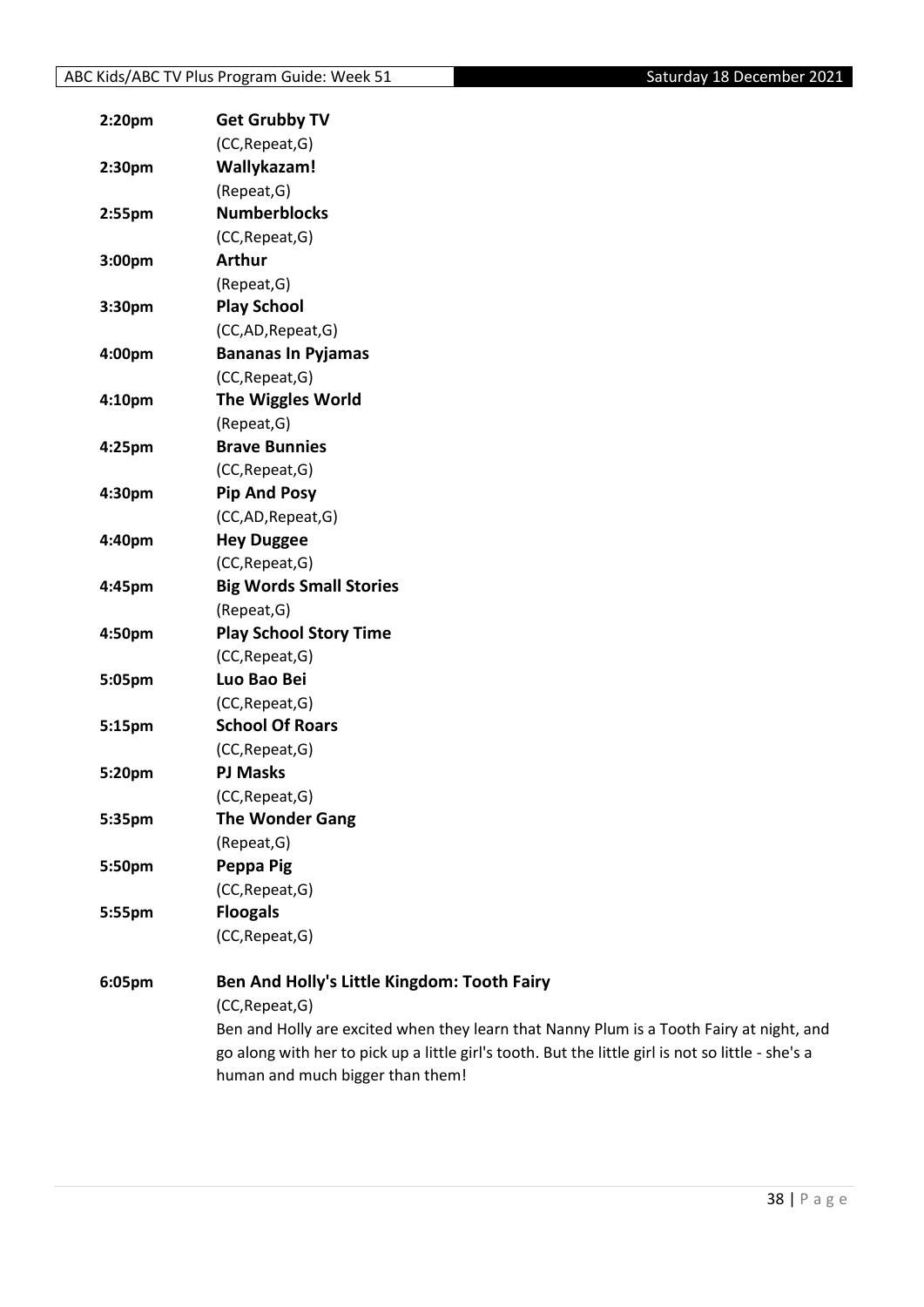**2:20pm** **Get Grubby TV**
(CC,Repeat,G)

**2:30pm** **Wallykazam!**
(Repeat,G)

**2:55pm** **Numberblocks**
(CC,Repeat,G)

**3:00pm** **Arthur**
(Repeat,G)

**3:30pm** **Play School**
(CC,AD,Repeat,G)

**4:00pm** **Bananas In Pyjamas**
(CC,Repeat,G)

**4:10pm** **The Wiggles World**
(Repeat,G)

**4:25pm** **Brave Bunnies**
(CC,Repeat,G)

**4:30pm** **Pip And Posy**
(CC,AD,Repeat,G)

**4:40pm** **Hey Duggee**
(CC,Repeat,G)

**4:45pm** **Big Words Small Stories**
(Repeat,G)

**4:50pm** **Play School Story Time**
(CC,Repeat,G)

**5:05pm** **Luo Bao Bei**
(CC,Repeat,G)

**5:15pm** **School Of Roars**
(CC,Repeat,G)

**5:20pm** **PJ Masks**
(CC,Repeat,G)

**5:35pm** **The Wonder Gang**
(Repeat,G)

**5:50pm** **Peppa Pig**
(CC,Repeat,G)

**5:55pm** **Floogals**
(CC,Repeat,G)

**6:05pm** **Ben And Holly's Little Kingdom: Tooth Fairy**
(CC,Repeat,G)
Ben and Holly are excited when they learn that Nanny Plum is a Tooth Fairy at night, and go along with her to pick up a little girl's tooth. But the little girl is not so little - she's a human and much bigger than them!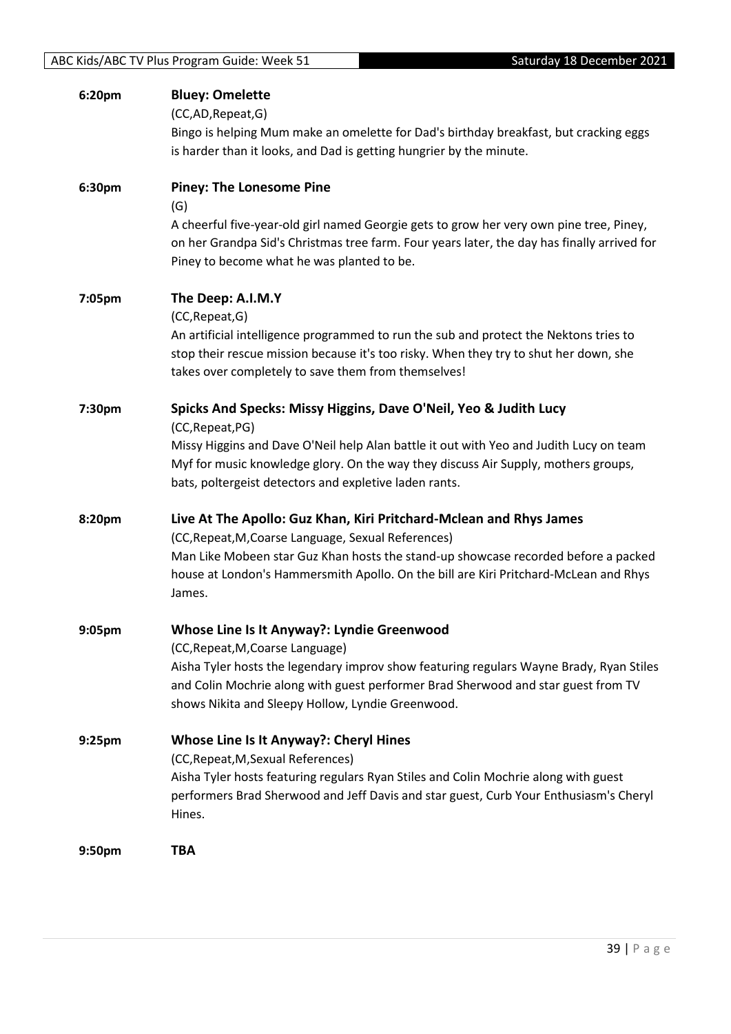**6:20pm** **Bluey: Omelette**

(CC,AD,Repeat,G)

Bingo is helping Mum make an omelette for Dad's birthday breakfast, but cracking eggs is harder than it looks, and Dad is getting hungrier by the minute.

**6:30pm** **Piney: The Lonesome Pine**

(G)

A cheerful five-year-old girl named Georgie gets to grow her very own pine tree, Piney, on her Grandpa Sid's Christmas tree farm. Four years later, the day has finally arrived for Piney to become what he was planted to be.

**7:05pm** **The Deep: A.I.M.Y**

(CC,Repeat,G)

An artificial intelligence programmed to run the sub and protect the Nektons tries to stop their rescue mission because it's too risky. When they try to shut her down, she takes over completely to save them from themselves!

**7:30pm** **Spicks And Specks: Missy Higgins, Dave O'Neil, Yeo & Judith Lucy**

(CC,Repeat,PG)

Missy Higgins and Dave O'Neil help Alan battle it out with Yeo and Judith Lucy on team Myf for music knowledge glory. On the way they discuss Air Supply, mothers groups, bats, poltergeist detectors and expletive laden rants.

**8:20pm** **Live At The Apollo: Guz Khan, Kiri Pritchard-Mclean and Rhys James**

(CC,Repeat,M,Coarse Language, Sexual References)

Man Like Mobeen star Guz Khan hosts the stand-up showcase recorded before a packed house at London's Hammersmith Apollo. On the bill are Kiri Pritchard-McLean and Rhys James.

**9:05pm** **Whose Line Is It Anyway?: Lyndie Greenwood**

(CC,Repeat,M,Coarse Language)

Aisha Tyler hosts the legendary improv show featuring regulars Wayne Brady, Ryan Stiles and Colin Mochrie along with guest performer Brad Sherwood and star guest from TV shows Nikita and Sleepy Hollow, Lyndie Greenwood.

**9:25pm** **Whose Line Is It Anyway?: Cheryl Hines**

(CC,Repeat,M,Sexual References)

Aisha Tyler hosts featuring regulars Ryan Stiles and Colin Mochrie along with guest performers Brad Sherwood and Jeff Davis and star guest, Curb Your Enthusiasm's Cheryl Hines.

**9:50pm** **TBA**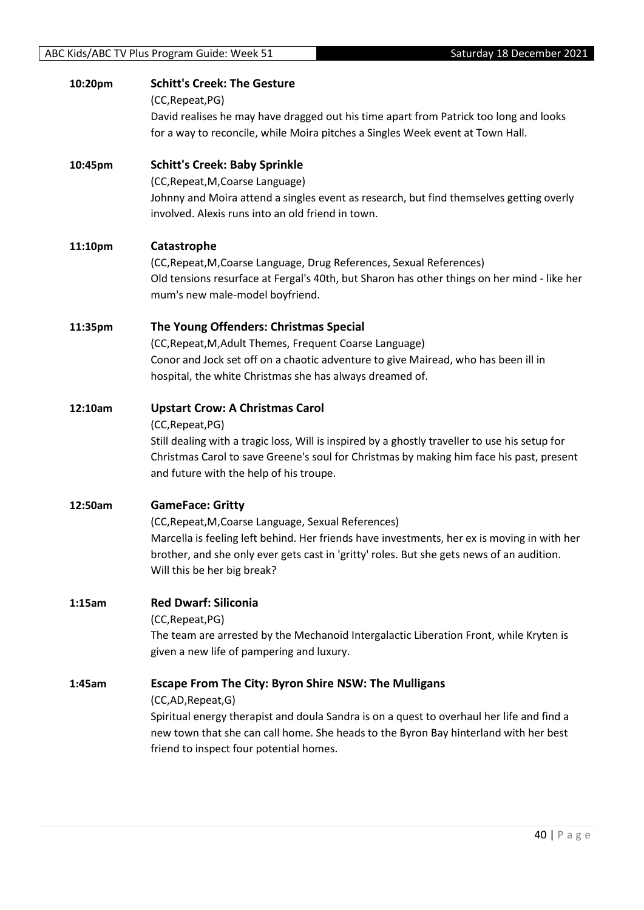**10:20pm** **Schitt's Creek: The Gesture**

(CC,Repeat,PG)

David realises he may have dragged out his time apart from Patrick too long and looks for a way to reconcile, while Moira pitches a Singles Week event at Town Hall.

**10:45pm** **Schitt's Creek: Baby Sprinkle**

(CC,Repeat,M,Coarse Language)

Johnny and Moira attend a singles event as research, but find themselves getting overly involved. Alexis runs into an old friend in town.

**11:10pm** **Catastrophe**

(CC,Repeat,M,Coarse Language, Drug References, Sexual References)

Old tensions resurface at Fergal's 40th, but Sharon has other things on her mind - like her mum's new male-model boyfriend.

**11:35pm** **The Young Offenders: Christmas Special**

(CC,Repeat,M,Adult Themes, Frequent Coarse Language)

Conor and Jock set off on a chaotic adventure to give Mairead, who has been ill in hospital, the white Christmas she has always dreamed of.

**12:10am** **Upstart Crow: A Christmas Carol**

(CC,Repeat,PG)

Still dealing with a tragic loss, Will is inspired by a ghostly traveller to use his setup for Christmas Carol to save Greene's soul for Christmas by making him face his past, present and future with the help of his troupe.

**12:50am** **GameFace: Gritty**

(CC,Repeat,M,Coarse Language, Sexual References)

Marcella is feeling left behind. Her friends have investments, her ex is moving in with her brother, and she only ever gets cast in 'gritty' roles. But she gets news of an audition. Will this be her big break?

**1:15am** **Red Dwarf: Siliconia**

(CC,Repeat,PG)

The team are arrested by the Mechanoid Intergalactic Liberation Front, while Kryten is given a new life of pampering and luxury.

**1:45am** **Escape From The City: Byron Shire NSW: The Mulligans**

(CC,AD,Repeat,G)

Spiritual energy therapist and doula Sandra is on a quest to overhaul her life and find a new town that she can call home. She heads to the Byron Bay hinterland with her best friend to inspect four potential homes.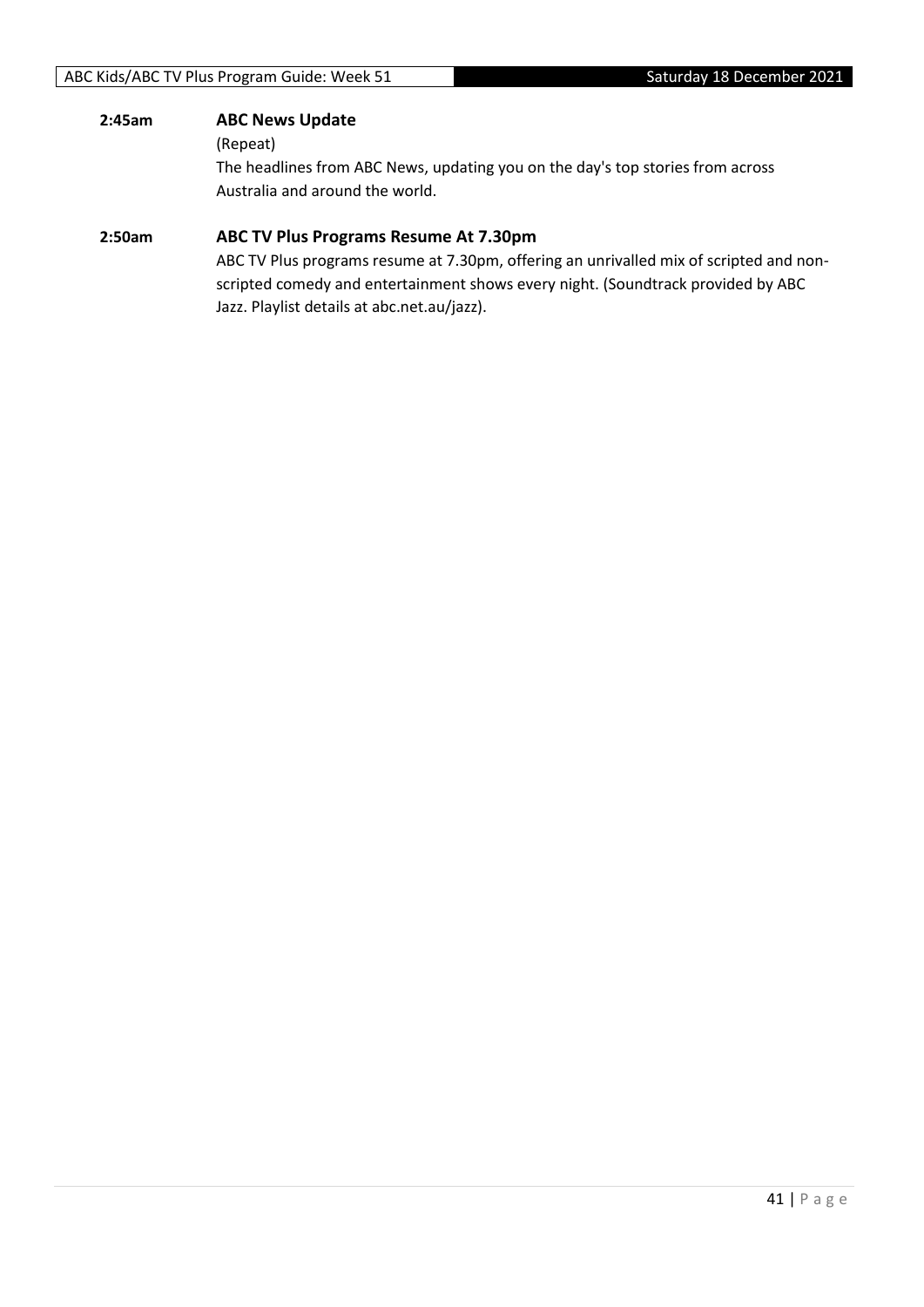**2:45am** **ABC News Update**

(Repeat)

The headlines from ABC News, updating you on the day's top stories from across Australia and around the world.

**2:50am** **ABC TV Plus Programs Resume At 7.30pm**

ABC TV Plus programs resume at 7.30pm, offering an unrivalled mix of scripted and non-scripted comedy and entertainment shows every night. (Soundtrack provided by ABC Jazz. Playlist details at abc.net.au/jazz).